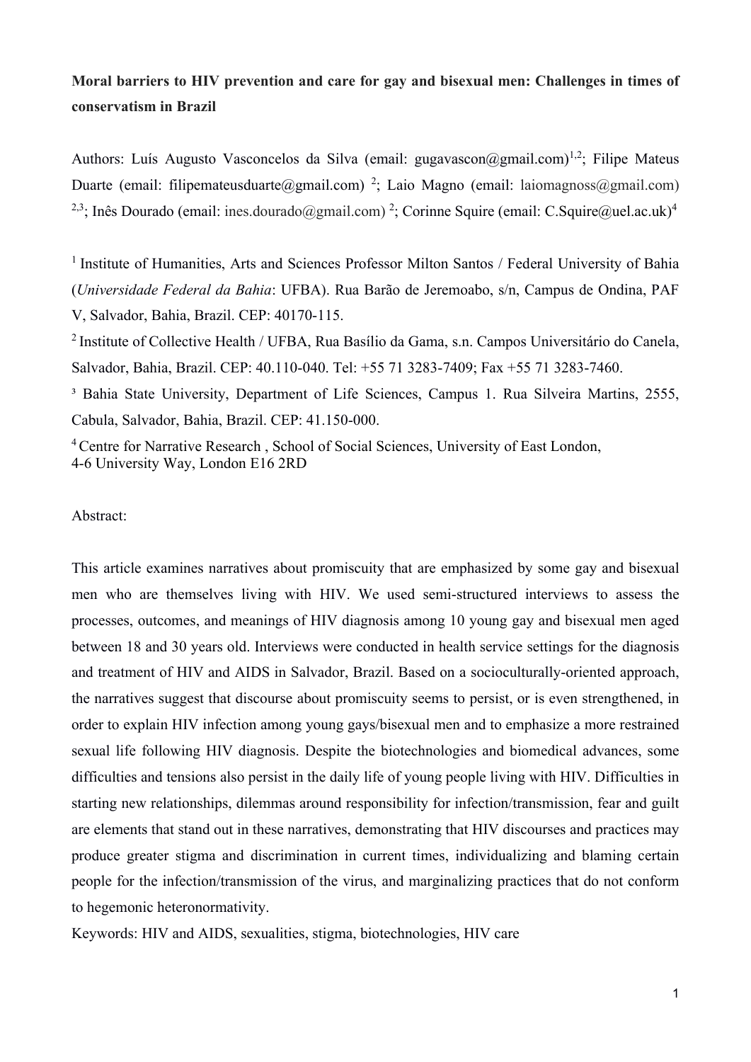**Moral barriers to HIV prevention and care for gay and bisexual men: Challenges in times of conservatism in Brazil**

Authors: Luís Augusto Vasconcelos da Silva (email: gugavascon@gmail.com)[1,2]; Filipe Mateus Duarte (email: filipemateusduarte@gmail.com) [2]; Laio Magno (email: laiomagnoss@gmail.com) [2,3]; Inês Dourado (email: ines.dourado@gmail.com) [2]; Corinne Squire (email: C.Squire@uel.ac.uk)[4]

[1] Institute of Humanities, Arts and Sciences Professor Milton Santos / Federal University of Bahia (*Universidade Federal da Bahia*: UFBA). Rua Barão de Jeremoabo, s/n, Campus de Ondina, PAF V, Salvador, Bahia, Brazil. CEP: 40170-115.

[2] Institute of Collective Health / UFBA, Rua Basílio da Gama, s.n. Campos Universitário do Canela, Salvador, Bahia, Brazil. CEP: 40.110-040. Tel: +55 71 3283-7409; Fax +55 71 3283-7460.

[3] Bahia State University, Department of Life Sciences, Campus 1. Rua Silveira Martins, 2555, Cabula, Salvador, Bahia, Brazil. CEP: 41.150-000.

[4] Centre for Narrative Research , School of Social Sciences, University of East London, 4-6 University Way, London E16 2RD

Abstract:

This article examines narratives about promiscuity that are emphasized by some gay and bisexual men who are themselves living with HIV. We used semi-structured interviews to assess the processes, outcomes, and meanings of HIV diagnosis among 10 young gay and bisexual men aged between 18 and 30 years old. Interviews were conducted in health service settings for the diagnosis and treatment of HIV and AIDS in Salvador, Brazil. Based on a socioculturally-oriented approach, the narratives suggest that discourse about promiscuity seems to persist, or is even strengthened, in order to explain HIV infection among young gays/bisexual men and to emphasize a more restrained sexual life following HIV diagnosis. Despite the biotechnologies and biomedical advances, some difficulties and tensions also persist in the daily life of young people living with HIV. Difficulties in starting new relationships, dilemmas around responsibility for infection/transmission, fear and guilt are elements that stand out in these narratives, demonstrating that HIV discourses and practices may produce greater stigma and discrimination in current times, individualizing and blaming certain people for the infection/transmission of the virus, and marginalizing practices that do not conform to hegemonic heteronormativity.

Keywords: HIV and AIDS, sexualities, stigma, biotechnologies, HIV care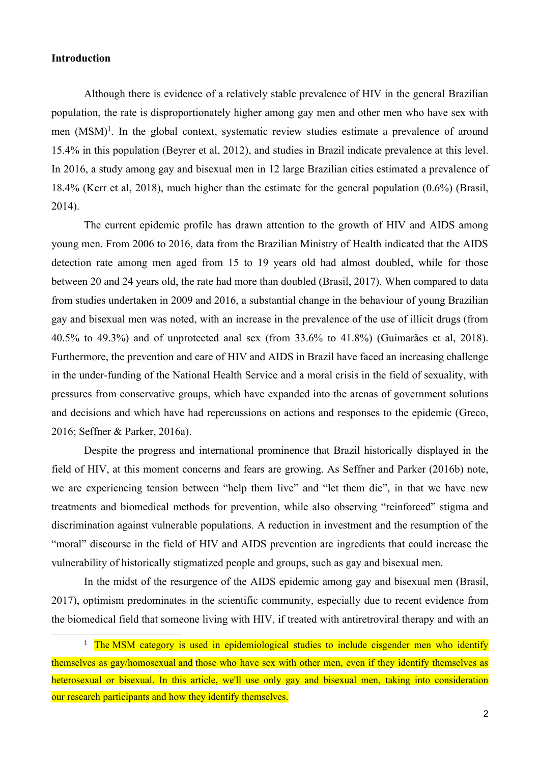**Introduction**

Although there is evidence of a relatively stable prevalence of HIV in the general Brazilian population, the rate is disproportionately higher among gay men and other men who have sex with men (MSM)[1]. In the global context, systematic review studies estimate a prevalence of around 15.4% in this population (Beyrer et al, 2012), and studies in Brazil indicate prevalence at this level. In 2016, a study among gay and bisexual men in 12 large Brazilian cities estimated a prevalence of 18.4% (Kerr et al, 2018), much higher than the estimate for the general population (0.6%) (Brasil, 2014).

The current epidemic profile has drawn attention to the growth of HIV and AIDS among young men. From 2006 to 2016, data from the Brazilian Ministry of Health indicated that the AIDS detection rate among men aged from 15 to 19 years old had almost doubled, while for those between 20 and 24 years old, the rate had more than doubled (Brasil, 2017). When compared to data from studies undertaken in 2009 and 2016, a substantial change in the behaviour of young Brazilian gay and bisexual men was noted, with an increase in the prevalence of the use of illicit drugs (from 40.5% to 49.3%) and of unprotected anal sex (from 33.6% to 41.8%) (Guimarães et al, 2018). Furthermore, the prevention and care of HIV and AIDS in Brazil have faced an increasing challenge in the under-funding of the National Health Service and a moral crisis in the field of sexuality, with pressures from conservative groups, which have expanded into the arenas of government solutions and decisions and which have had repercussions on actions and responses to the epidemic (Greco, 2016; Seffner & Parker, 2016a).

Despite the progress and international prominence that Brazil historically displayed in the field of HIV, at this moment concerns and fears are growing. As Seffner and Parker (2016b) note, we are experiencing tension between "help them live" and "let them die", in that we have new treatments and biomedical methods for prevention, while also observing "reinforced" stigma and discrimination against vulnerable populations. A reduction in investment and the resumption of the "moral" discourse in the field of HIV and AIDS prevention are ingredients that could increase the vulnerability of historically stigmatized people and groups, such as gay and bisexual men.

In the midst of the resurgence of the AIDS epidemic among gay and bisexual men (Brasil, 2017), optimism predominates in the scientific community, especially due to recent evidence from the biomedical field that someone living with HIV, if treated with antiretroviral therapy and with an

---

[1] The MSM category is used in epidemiological studies to include cisgender men who identify themselves as gay/homosexual and those who have sex with other men, even if they identify themselves as heterosexual or bisexual. In this article, we'll use only gay and bisexual men, taking into consideration our research participants and how they identify themselves.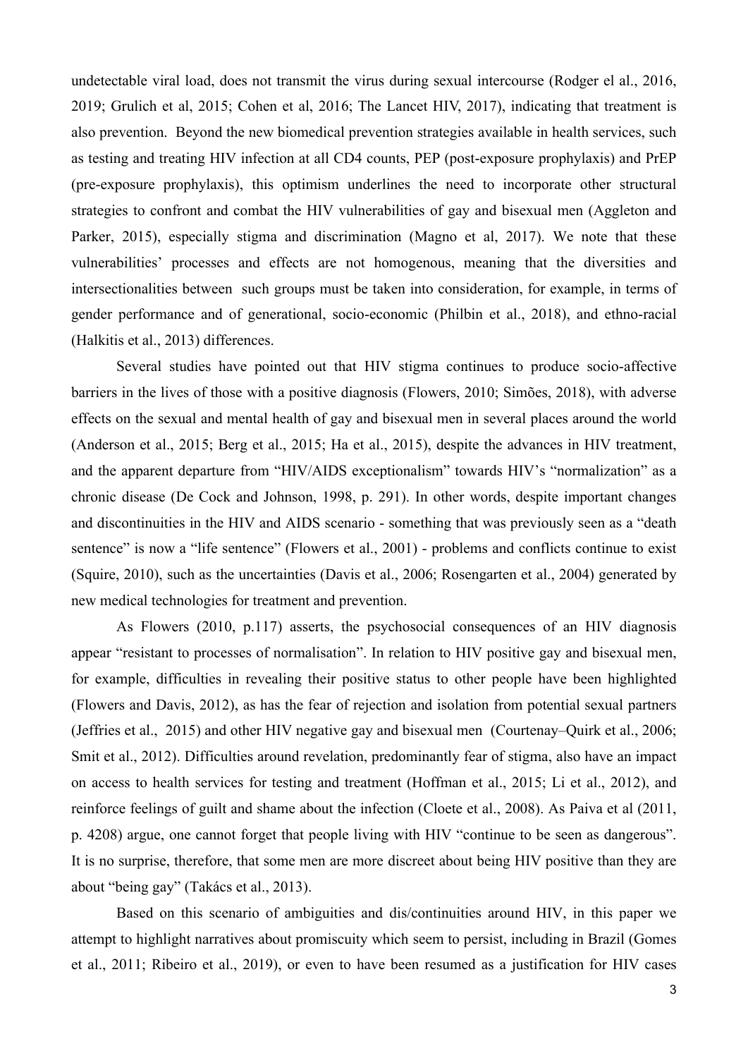undetectable viral load, does not transmit the virus during sexual intercourse (Rodger el al., 2016, 2019; Grulich et al, 2015; Cohen et al, 2016; The Lancet HIV, 2017), indicating that treatment is also prevention. Beyond the new biomedical prevention strategies available in health services, such as testing and treating HIV infection at all CD4 counts, PEP (post-exposure prophylaxis) and PrEP (pre-exposure prophylaxis), this optimism underlines the need to incorporate other structural strategies to confront and combat the HIV vulnerabilities of gay and bisexual men (Aggleton and Parker, 2015), especially stigma and discrimination (Magno et al, 2017). We note that these vulnerabilities' processes and effects are not homogenous, meaning that the diversities and intersectionalities between such groups must be taken into consideration, for example, in terms of gender performance and of generational, socio-economic (Philbin et al., 2018), and ethno-racial (Halkitis et al., 2013) differences.

Several studies have pointed out that HIV stigma continues to produce socio-affective barriers in the lives of those with a positive diagnosis (Flowers, 2010; Simões, 2018), with adverse effects on the sexual and mental health of gay and bisexual men in several places around the world (Anderson et al., 2015; Berg et al., 2015; Ha et al., 2015), despite the advances in HIV treatment, and the apparent departure from "HIV/AIDS exceptionalism" towards HIV's "normalization" as a chronic disease (De Cock and Johnson, 1998, p. 291). In other words, despite important changes and discontinuities in the HIV and AIDS scenario - something that was previously seen as a "death sentence" is now a "life sentence" (Flowers et al., 2001) - problems and conflicts continue to exist (Squire, 2010), such as the uncertainties (Davis et al., 2006; Rosengarten et al., 2004) generated by new medical technologies for treatment and prevention.

As Flowers (2010, p.117) asserts, the psychosocial consequences of an HIV diagnosis appear "resistant to processes of normalisation". In relation to HIV positive gay and bisexual men, for example, difficulties in revealing their positive status to other people have been highlighted (Flowers and Davis, 2012), as has the fear of rejection and isolation from potential sexual partners (Jeffries et al., 2015) and other HIV negative gay and bisexual men (Courtenay–Quirk et al., 2006; Smit et al., 2012). Difficulties around revelation, predominantly fear of stigma, also have an impact on access to health services for testing and treatment (Hoffman et al., 2015; Li et al., 2012), and reinforce feelings of guilt and shame about the infection (Cloete et al., 2008). As Paiva et al (2011, p. 4208) argue, one cannot forget that people living with HIV "continue to be seen as dangerous". It is no surprise, therefore, that some men are more discreet about being HIV positive than they are about "being gay" (Takács et al., 2013).

Based on this scenario of ambiguities and dis/continuities around HIV, in this paper we attempt to highlight narratives about promiscuity which seem to persist, including in Brazil (Gomes et al., 2011; Ribeiro et al., 2019), or even to have been resumed as a justification for HIV cases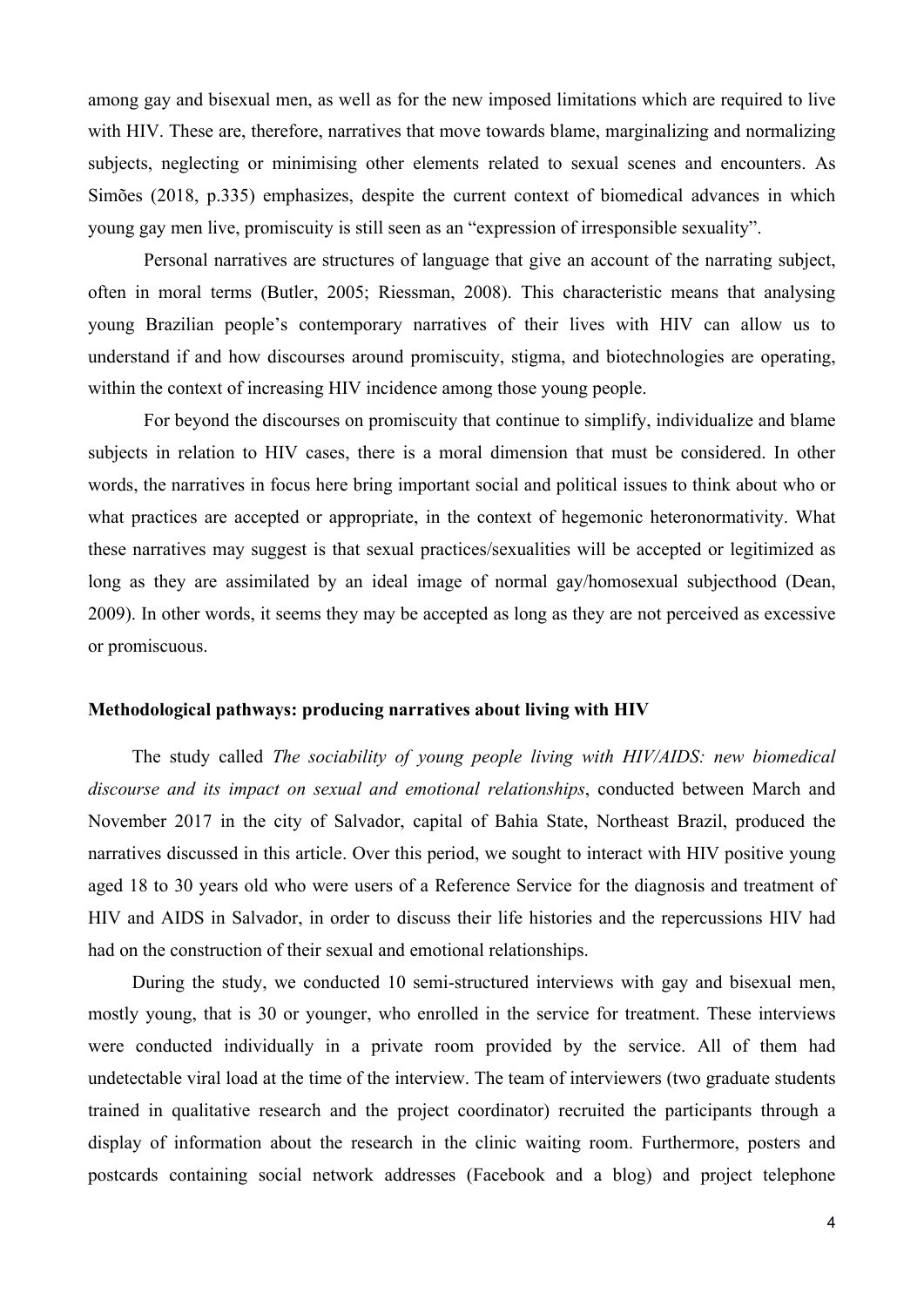among gay and bisexual men, as well as for the new imposed limitations which are required to live with HIV. These are, therefore, narratives that move towards blame, marginalizing and normalizing subjects, neglecting or minimising other elements related to sexual scenes and encounters. As Simões (2018, p.335) emphasizes, despite the current context of biomedical advances in which young gay men live, promiscuity is still seen as an "expression of irresponsible sexuality".

Personal narratives are structures of language that give an account of the narrating subject, often in moral terms (Butler, 2005; Riessman, 2008). This characteristic means that analysing young Brazilian people's contemporary narratives of their lives with HIV can allow us to understand if and how discourses around promiscuity, stigma, and biotechnologies are operating, within the context of increasing HIV incidence among those young people.

For beyond the discourses on promiscuity that continue to simplify, individualize and blame subjects in relation to HIV cases, there is a moral dimension that must be considered. In other words, the narratives in focus here bring important social and political issues to think about who or what practices are accepted or appropriate, in the context of hegemonic heteronormativity. What these narratives may suggest is that sexual practices/sexualities will be accepted or legitimized as long as they are assimilated by an ideal image of normal gay/homosexual subjecthood (Dean, 2009). In other words, it seems they may be accepted as long as they are not perceived as excessive or promiscuous.

## Methodological pathways: producing narratives about living with HIV

The study called *The sociability of young people living with HIV/AIDS: new biomedical discourse and its impact on sexual and emotional relationships*, conducted between March and November 2017 in the city of Salvador, capital of Bahia State, Northeast Brazil, produced the narratives discussed in this article. Over this period, we sought to interact with HIV positive young aged 18 to 30 years old who were users of a Reference Service for the diagnosis and treatment of HIV and AIDS in Salvador, in order to discuss their life histories and the repercussions HIV had had on the construction of their sexual and emotional relationships.

During the study, we conducted 10 semi-structured interviews with gay and bisexual men, mostly young, that is 30 or younger, who enrolled in the service for treatment. These interviews were conducted individually in a private room provided by the service. All of them had undetectable viral load at the time of the interview. The team of interviewers (two graduate students trained in qualitative research and the project coordinator) recruited the participants through a display of information about the research in the clinic waiting room. Furthermore, posters and postcards containing social network addresses (Facebook and a blog) and project telephone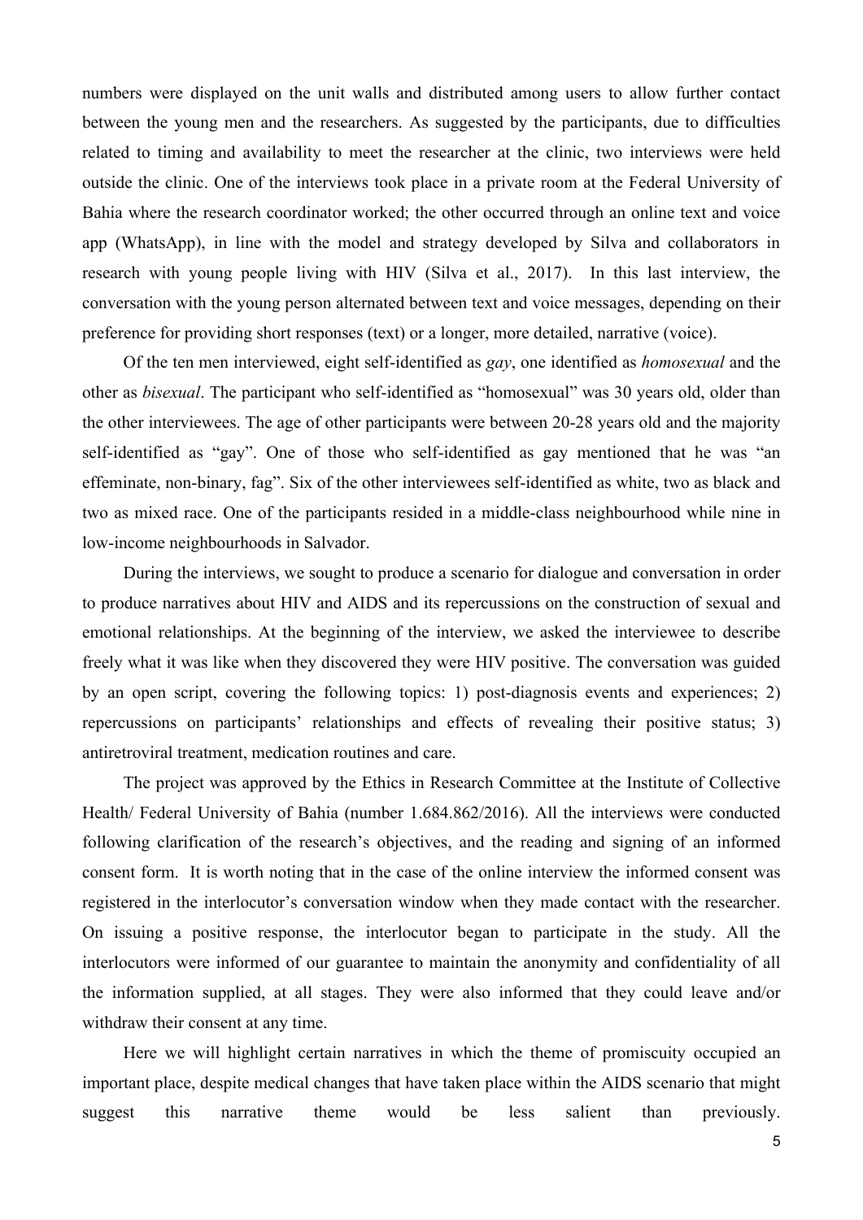numbers were displayed on the unit walls and distributed among users to allow further contact between the young men and the researchers. As suggested by the participants, due to difficulties related to timing and availability to meet the researcher at the clinic, two interviews were held outside the clinic. One of the interviews took place in a private room at the Federal University of Bahia where the research coordinator worked; the other occurred through an online text and voice app (WhatsApp), in line with the model and strategy developed by Silva and collaborators in research with young people living with HIV (Silva et al., 2017). In this last interview, the conversation with the young person alternated between text and voice messages, depending on their preference for providing short responses (text) or a longer, more detailed, narrative (voice).

Of the ten men interviewed, eight self-identified as *gay*, one identified as *homosexual* and the other as *bisexual*. The participant who self-identified as "homosexual" was 30 years old, older than the other interviewees. The age of other participants were between 20-28 years old and the majority self-identified as "gay". One of those who self-identified as gay mentioned that he was "an effeminate, non-binary, fag". Six of the other interviewees self-identified as white, two as black and two as mixed race. One of the participants resided in a middle-class neighbourhood while nine in low-income neighbourhoods in Salvador.

During the interviews, we sought to produce a scenario for dialogue and conversation in order to produce narratives about HIV and AIDS and its repercussions on the construction of sexual and emotional relationships. At the beginning of the interview, we asked the interviewee to describe freely what it was like when they discovered they were HIV positive. The conversation was guided by an open script, covering the following topics: 1) post-diagnosis events and experiences; 2) repercussions on participants' relationships and effects of revealing their positive status; 3) antiretroviral treatment, medication routines and care.

The project was approved by the Ethics in Research Committee at the Institute of Collective Health/ Federal University of Bahia (number 1.684.862/2016). All the interviews were conducted following clarification of the research's objectives, and the reading and signing of an informed consent form. It is worth noting that in the case of the online interview the informed consent was registered in the interlocutor's conversation window when they made contact with the researcher. On issuing a positive response, the interlocutor began to participate in the study. All the interlocutors were informed of our guarantee to maintain the anonymity and confidentiality of all the information supplied, at all stages. They were also informed that they could leave and/or withdraw their consent at any time.

Here we will highlight certain narratives in which the theme of promiscuity occupied an important place, despite medical changes that have taken place within the AIDS scenario that might suggest this narrative theme would be less salient than previously.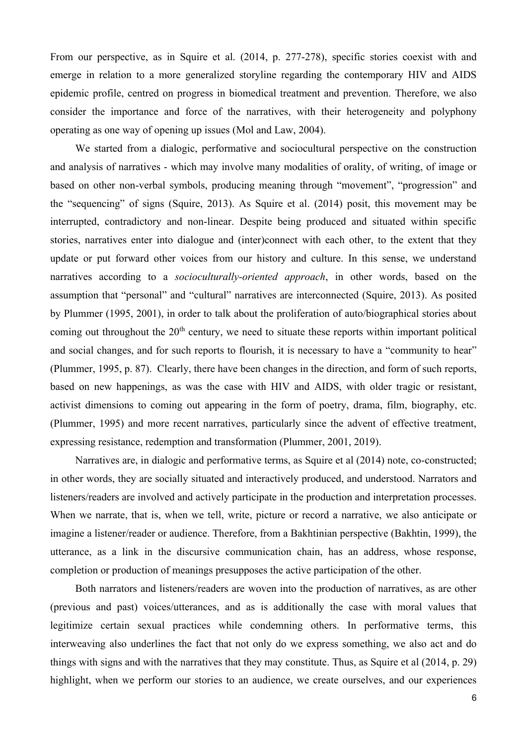From our perspective, as in Squire et al. (2014, p. 277-278), specific stories coexist with and emerge in relation to a more generalized storyline regarding the contemporary HIV and AIDS epidemic profile, centred on progress in biomedical treatment and prevention. Therefore, we also consider the importance and force of the narratives, with their heterogeneity and polyphony operating as one way of opening up issues (Mol and Law, 2004).

We started from a dialogic, performative and sociocultural perspective on the construction and analysis of narratives - which may involve many modalities of orality, of writing, of image or based on other non-verbal symbols, producing meaning through "movement", "progression" and the "sequencing" of signs (Squire, 2013). As Squire et al. (2014) posit, this movement may be interrupted, contradictory and non-linear. Despite being produced and situated within specific stories, narratives enter into dialogue and (inter)connect with each other, to the extent that they update or put forward other voices from our history and culture. In this sense, we understand narratives according to a *socioculturally-oriented approach*, in other words, based on the assumption that "personal" and "cultural" narratives are interconnected (Squire, 2013). As posited by Plummer (1995, 2001), in order to talk about the proliferation of auto/biographical stories about coming out throughout the 20th century, we need to situate these reports within important political and social changes, and for such reports to flourish, it is necessary to have a "community to hear" (Plummer, 1995, p. 87). Clearly, there have been changes in the direction, and form of such reports, based on new happenings, as was the case with HIV and AIDS, with older tragic or resistant, activist dimensions to coming out appearing in the form of poetry, drama, film, biography, etc. (Plummer, 1995) and more recent narratives, particularly since the advent of effective treatment, expressing resistance, redemption and transformation (Plummer, 2001, 2019).

Narratives are, in dialogic and performative terms, as Squire et al (2014) note, co-constructed; in other words, they are socially situated and interactively produced, and understood. Narrators and listeners/readers are involved and actively participate in the production and interpretation processes. When we narrate, that is, when we tell, write, picture or record a narrative, we also anticipate or imagine a listener/reader or audience. Therefore, from a Bakhtinian perspective (Bakhtin, 1999), the utterance, as a link in the discursive communication chain, has an address, whose response, completion or production of meanings presupposes the active participation of the other.

Both narrators and listeners/readers are woven into the production of narratives, as are other (previous and past) voices/utterances, and as is additionally the case with moral values that legitimize certain sexual practices while condemning others. In performative terms, this interweaving also underlines the fact that not only do we express something, we also act and do things with signs and with the narratives that they may constitute. Thus, as Squire et al (2014, p. 29) highlight, when we perform our stories to an audience, we create ourselves, and our experiences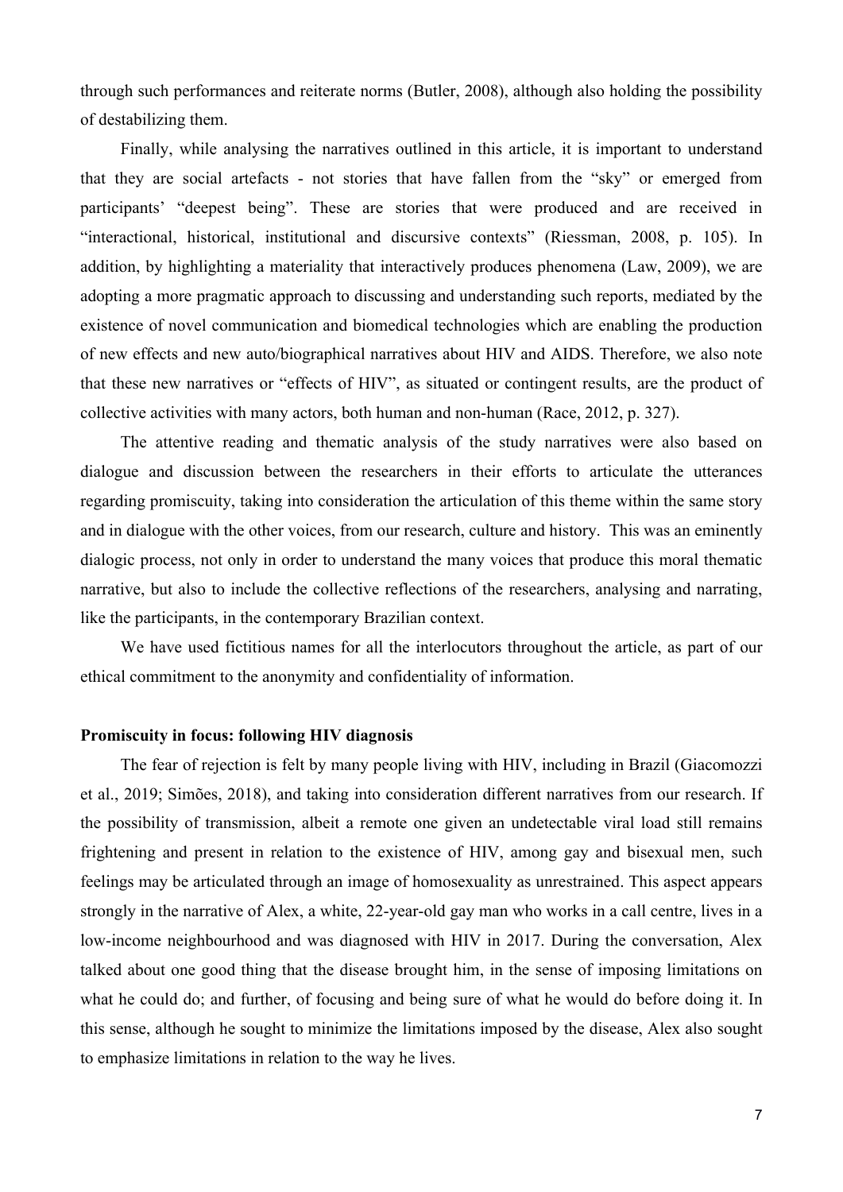through such performances and reiterate norms (Butler, 2008), although also holding the possibility of destabilizing them.

Finally, while analysing the narratives outlined in this article, it is important to understand that they are social artefacts - not stories that have fallen from the "sky" or emerged from participants' "deepest being". These are stories that were produced and are received in "interactional, historical, institutional and discursive contexts" (Riessman, 2008, p. 105). In addition, by highlighting a materiality that interactively produces phenomena (Law, 2009), we are adopting a more pragmatic approach to discussing and understanding such reports, mediated by the existence of novel communication and biomedical technologies which are enabling the production of new effects and new auto/biographical narratives about HIV and AIDS. Therefore, we also note that these new narratives or "effects of HIV", as situated or contingent results, are the product of collective activities with many actors, both human and non-human (Race, 2012, p. 327).

The attentive reading and thematic analysis of the study narratives were also based on dialogue and discussion between the researchers in their efforts to articulate the utterances regarding promiscuity, taking into consideration the articulation of this theme within the same story and in dialogue with the other voices, from our research, culture and history. This was an eminently dialogic process, not only in order to understand the many voices that produce this moral thematic narrative, but also to include the collective reflections of the researchers, analysing and narrating, like the participants, in the contemporary Brazilian context.

We have used fictitious names for all the interlocutors throughout the article, as part of our ethical commitment to the anonymity and confidentiality of information.

## Promiscuity in focus: following HIV diagnosis

The fear of rejection is felt by many people living with HIV, including in Brazil (Giacomozzi et al., 2019; Simões, 2018), and taking into consideration different narratives from our research. If the possibility of transmission, albeit a remote one given an undetectable viral load still remains frightening and present in relation to the existence of HIV, among gay and bisexual men, such feelings may be articulated through an image of homosexuality as unrestrained. This aspect appears strongly in the narrative of Alex, a white, 22-year-old gay man who works in a call centre, lives in a low-income neighbourhood and was diagnosed with HIV in 2017. During the conversation, Alex talked about one good thing that the disease brought him, in the sense of imposing limitations on what he could do; and further, of focusing and being sure of what he would do before doing it. In this sense, although he sought to minimize the limitations imposed by the disease, Alex also sought to emphasize limitations in relation to the way he lives.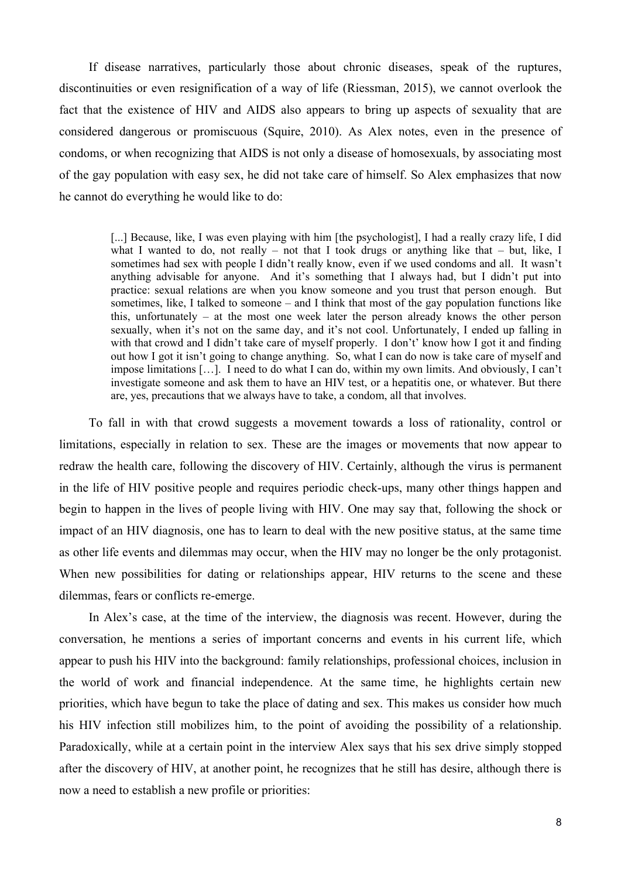If disease narratives, particularly those about chronic diseases, speak of the ruptures, discontinuities or even resignification of a way of life (Riessman, 2015), we cannot overlook the fact that the existence of HIV and AIDS also appears to bring up aspects of sexuality that are considered dangerous or promiscuous (Squire, 2010). As Alex notes, even in the presence of condoms, or when recognizing that AIDS is not only a disease of homosexuals, by associating most of the gay population with easy sex, he did not take care of himself. So Alex emphasizes that now he cannot do everything he would like to do:

> [...] Because, like, I was even playing with him [the psychologist], I had a really crazy life, I did what I wanted to do, not really – not that I took drugs or anything like that – but, like, I sometimes had sex with people I didn't really know, even if we used condoms and all. It wasn't anything advisable for anyone. And it's something that I always had, but I didn't put into practice: sexual relations are when you know someone and you trust that person enough. But sometimes, like, I talked to someone – and I think that most of the gay population functions like this, unfortunately – at the most one week later the person already knows the other person sexually, when it's not on the same day, and it's not cool. Unfortunately, I ended up falling in with that crowd and I didn't take care of myself properly. I don't' know how I got it and finding out how I got it isn't going to change anything. So, what I can do now is take care of myself and impose limitations […]. I need to do what I can do, within my own limits. And obviously, I can't investigate someone and ask them to have an HIV test, or a hepatitis one, or whatever. But there are, yes, precautions that we always have to take, a condom, all that involves.

To fall in with that crowd suggests a movement towards a loss of rationality, control or limitations, especially in relation to sex. These are the images or movements that now appear to redraw the health care, following the discovery of HIV. Certainly, although the virus is permanent in the life of HIV positive people and requires periodic check-ups, many other things happen and begin to happen in the lives of people living with HIV. One may say that, following the shock or impact of an HIV diagnosis, one has to learn to deal with the new positive status, at the same time as other life events and dilemmas may occur, when the HIV may no longer be the only protagonist. When new possibilities for dating or relationships appear, HIV returns to the scene and these dilemmas, fears or conflicts re-emerge.

In Alex's case, at the time of the interview, the diagnosis was recent. However, during the conversation, he mentions a series of important concerns and events in his current life, which appear to push his HIV into the background: family relationships, professional choices, inclusion in the world of work and financial independence. At the same time, he highlights certain new priorities, which have begun to take the place of dating and sex. This makes us consider how much his HIV infection still mobilizes him, to the point of avoiding the possibility of a relationship. Paradoxically, while at a certain point in the interview Alex says that his sex drive simply stopped after the discovery of HIV, at another point, he recognizes that he still has desire, although there is now a need to establish a new profile or priorities: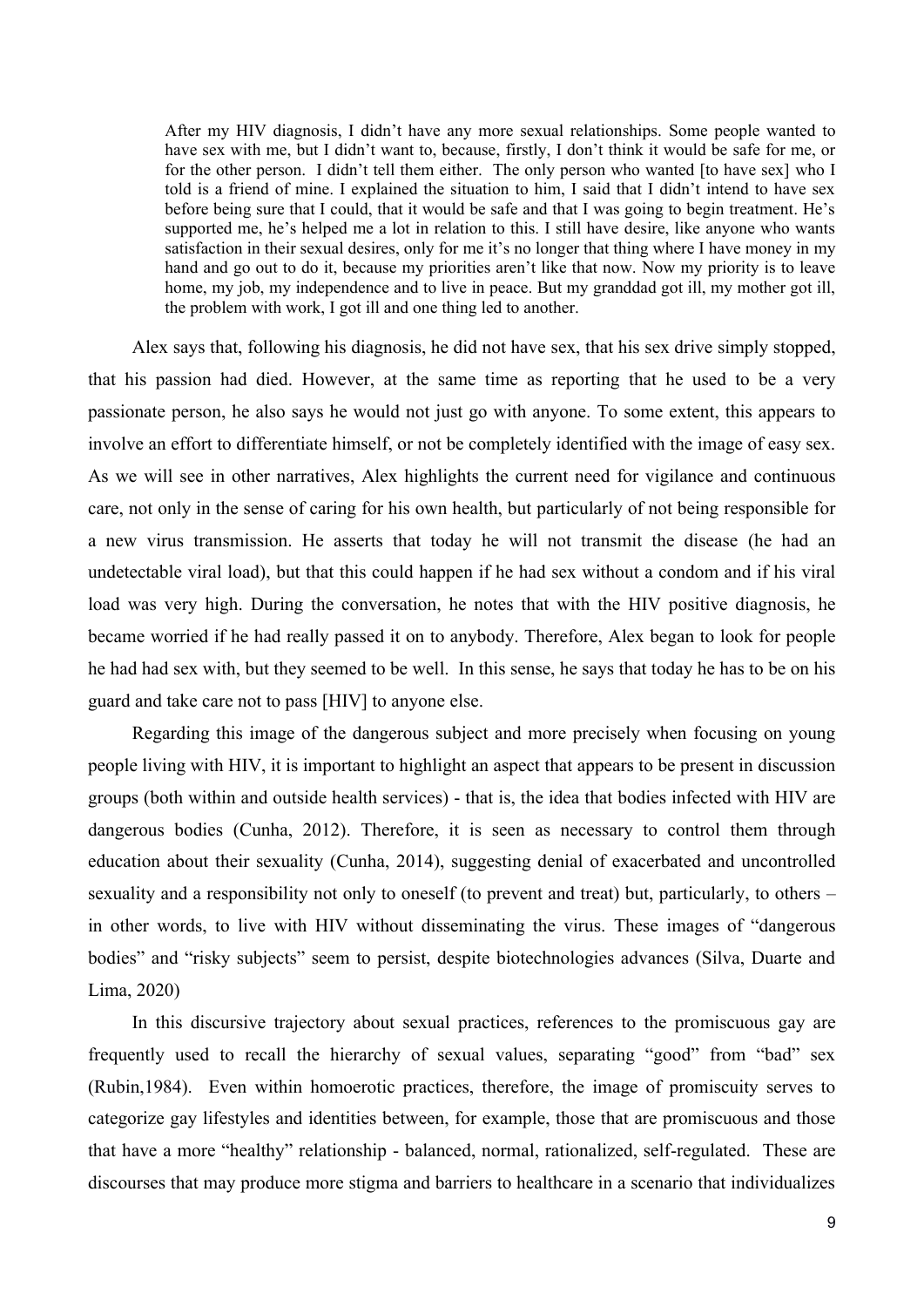> After my HIV diagnosis, I didn't have any more sexual relationships. Some people wanted to have sex with me, but I didn't want to, because, firstly, I don't think it would be safe for me, or for the other person. I didn't tell them either. The only person who wanted [to have sex] who I told is a friend of mine. I explained the situation to him, I said that I didn't intend to have sex before being sure that I could, that it would be safe and that I was going to begin treatment. He's supported me, he's helped me a lot in relation to this. I still have desire, like anyone who wants satisfaction in their sexual desires, only for me it's no longer that thing where I have money in my hand and go out to do it, because my priorities aren't like that now. Now my priority is to leave home, my job, my independence and to live in peace. But my granddad got ill, my mother got ill, the problem with work, I got ill and one thing led to another.

Alex says that, following his diagnosis, he did not have sex, that his sex drive simply stopped, that his passion had died. However, at the same time as reporting that he used to be a very passionate person, he also says he would not just go with anyone. To some extent, this appears to involve an effort to differentiate himself, or not be completely identified with the image of easy sex. As we will see in other narratives, Alex highlights the current need for vigilance and continuous care, not only in the sense of caring for his own health, but particularly of not being responsible for a new virus transmission. He asserts that today he will not transmit the disease (he had an undetectable viral load), but that this could happen if he had sex without a condom and if his viral load was very high. During the conversation, he notes that with the HIV positive diagnosis, he became worried if he had really passed it on to anybody. Therefore, Alex began to look for people he had had sex with, but they seemed to be well. In this sense, he says that today he has to be on his guard and take care not to pass [HIV] to anyone else.

Regarding this image of the dangerous subject and more precisely when focusing on young people living with HIV, it is important to highlight an aspect that appears to be present in discussion groups (both within and outside health services) - that is, the idea that bodies infected with HIV are dangerous bodies (Cunha, 2012). Therefore, it is seen as necessary to control them through education about their sexuality (Cunha, 2014), suggesting denial of exacerbated and uncontrolled sexuality and a responsibility not only to oneself (to prevent and treat) but, particularly, to others – in other words, to live with HIV without disseminating the virus. These images of "dangerous bodies" and "risky subjects" seem to persist, despite biotechnologies advances (Silva, Duarte and Lima, 2020)

In this discursive trajectory about sexual practices, references to the promiscuous gay are frequently used to recall the hierarchy of sexual values, separating "good" from "bad" sex (Rubin,1984). Even within homoerotic practices, therefore, the image of promiscuity serves to categorize gay lifestyles and identities between, for example, those that are promiscuous and those that have a more "healthy" relationship - balanced, normal, rationalized, self-regulated. These are discourses that may produce more stigma and barriers to healthcare in a scenario that individualizes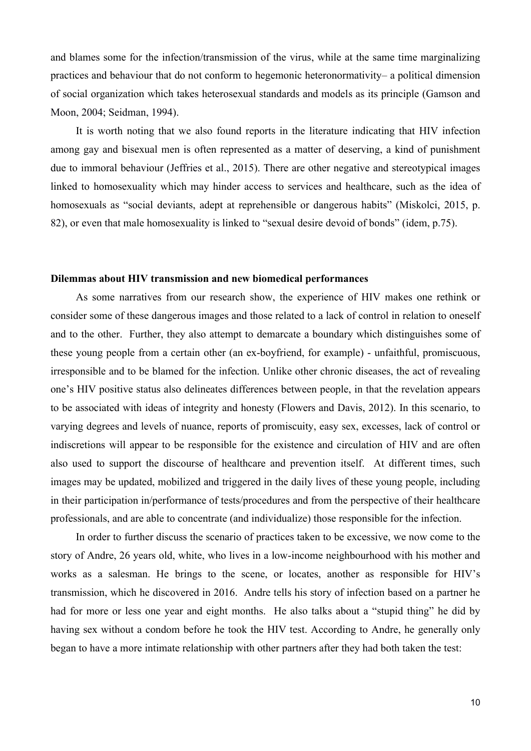and blames some for the infection/transmission of the virus, while at the same time marginalizing practices and behaviour that do not conform to hegemonic heteronormativity– a political dimension of social organization which takes heterosexual standards and models as its principle (Gamson and Moon, 2004; Seidman, 1994).

It is worth noting that we also found reports in the literature indicating that HIV infection among gay and bisexual men is often represented as a matter of deserving, a kind of punishment due to immoral behaviour (Jeffries et al., 2015). There are other negative and stereotypical images linked to homosexuality which may hinder access to services and healthcare, such as the idea of homosexuals as "social deviants, adept at reprehensible or dangerous habits" (Miskolci, 2015, p. 82), or even that male homosexuality is linked to "sexual desire devoid of bonds" (idem, p.75).

## Dilemmas about HIV transmission and new biomedical performances

As some narratives from our research show, the experience of HIV makes one rethink or consider some of these dangerous images and those related to a lack of control in relation to oneself and to the other. Further, they also attempt to demarcate a boundary which distinguishes some of these young people from a certain other (an ex-boyfriend, for example) - unfaithful, promiscuous, irresponsible and to be blamed for the infection. Unlike other chronic diseases, the act of revealing one's HIV positive status also delineates differences between people, in that the revelation appears to be associated with ideas of integrity and honesty (Flowers and Davis, 2012). In this scenario, to varying degrees and levels of nuance, reports of promiscuity, easy sex, excesses, lack of control or indiscretions will appear to be responsible for the existence and circulation of HIV and are often also used to support the discourse of healthcare and prevention itself. At different times, such images may be updated, mobilized and triggered in the daily lives of these young people, including in their participation in/performance of tests/procedures and from the perspective of their healthcare professionals, and are able to concentrate (and individualize) those responsible for the infection.

In order to further discuss the scenario of practices taken to be excessive, we now come to the story of Andre, 26 years old, white, who lives in a low-income neighbourhood with his mother and works as a salesman. He brings to the scene, or locates, another as responsible for HIV's transmission, which he discovered in 2016. Andre tells his story of infection based on a partner he had for more or less one year and eight months. He also talks about a "stupid thing" he did by having sex without a condom before he took the HIV test. According to Andre, he generally only began to have a more intimate relationship with other partners after they had both taken the test: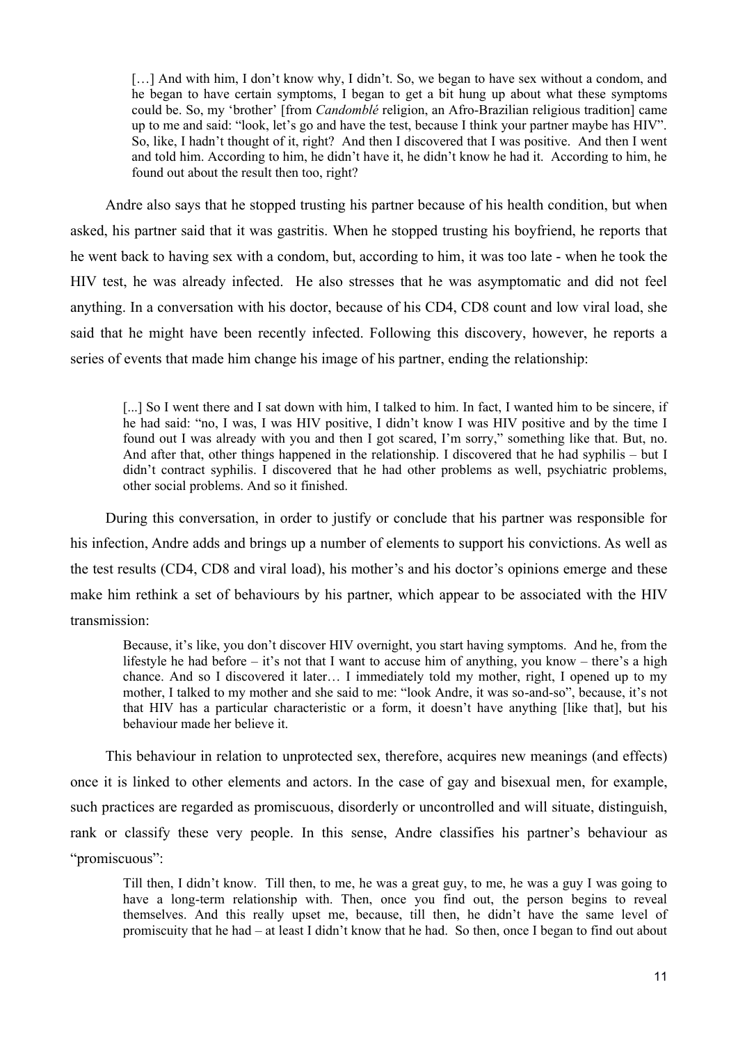> […] And with him, I don't know why, I didn't. So, we began to have sex without a condom, and he began to have certain symptoms, I began to get a bit hung up about what these symptoms could be. So, my 'brother' [from *Candomblé* religion, an Afro-Brazilian religious tradition] came up to me and said: "look, let's go and have the test, because I think your partner maybe has HIV". So, like, I hadn't thought of it, right? And then I discovered that I was positive. And then I went and told him. According to him, he didn't have it, he didn't know he had it. According to him, he found out about the result then too, right?

Andre also says that he stopped trusting his partner because of his health condition, but when asked, his partner said that it was gastritis. When he stopped trusting his boyfriend, he reports that he went back to having sex with a condom, but, according to him, it was too late - when he took the HIV test, he was already infected. He also stresses that he was asymptomatic and did not feel anything. In a conversation with his doctor, because of his CD4, CD8 count and low viral load, she said that he might have been recently infected. Following this discovery, however, he reports a series of events that made him change his image of his partner, ending the relationship:

> [...] So I went there and I sat down with him, I talked to him. In fact, I wanted him to be sincere, if he had said: "no, I was, I was HIV positive, I didn't know I was HIV positive and by the time I found out I was already with you and then I got scared, I'm sorry," something like that. But, no. And after that, other things happened in the relationship. I discovered that he had syphilis – but I didn't contract syphilis. I discovered that he had other problems as well, psychiatric problems, other social problems. And so it finished.

During this conversation, in order to justify or conclude that his partner was responsible for his infection, Andre adds and brings up a number of elements to support his convictions. As well as the test results (CD4, CD8 and viral load), his mother's and his doctor's opinions emerge and these make him rethink a set of behaviours by his partner, which appear to be associated with the HIV transmission:

> Because, it's like, you don't discover HIV overnight, you start having symptoms. And he, from the lifestyle he had before – it's not that I want to accuse him of anything, you know – there's a high chance. And so I discovered it later… I immediately told my mother, right, I opened up to my mother, I talked to my mother and she said to me: "look Andre, it was so-and-so", because, it's not that HIV has a particular characteristic or a form, it doesn't have anything [like that], but his behaviour made her believe it.

This behaviour in relation to unprotected sex, therefore, acquires new meanings (and effects) once it is linked to other elements and actors. In the case of gay and bisexual men, for example, such practices are regarded as promiscuous, disorderly or uncontrolled and will situate, distinguish, rank or classify these very people. In this sense, Andre classifies his partner's behaviour as "promiscuous":

> Till then, I didn't know. Till then, to me, he was a great guy, to me, he was a guy I was going to have a long-term relationship with. Then, once you find out, the person begins to reveal themselves. And this really upset me, because, till then, he didn't have the same level of promiscuity that he had – at least I didn't know that he had. So then, once I began to find out about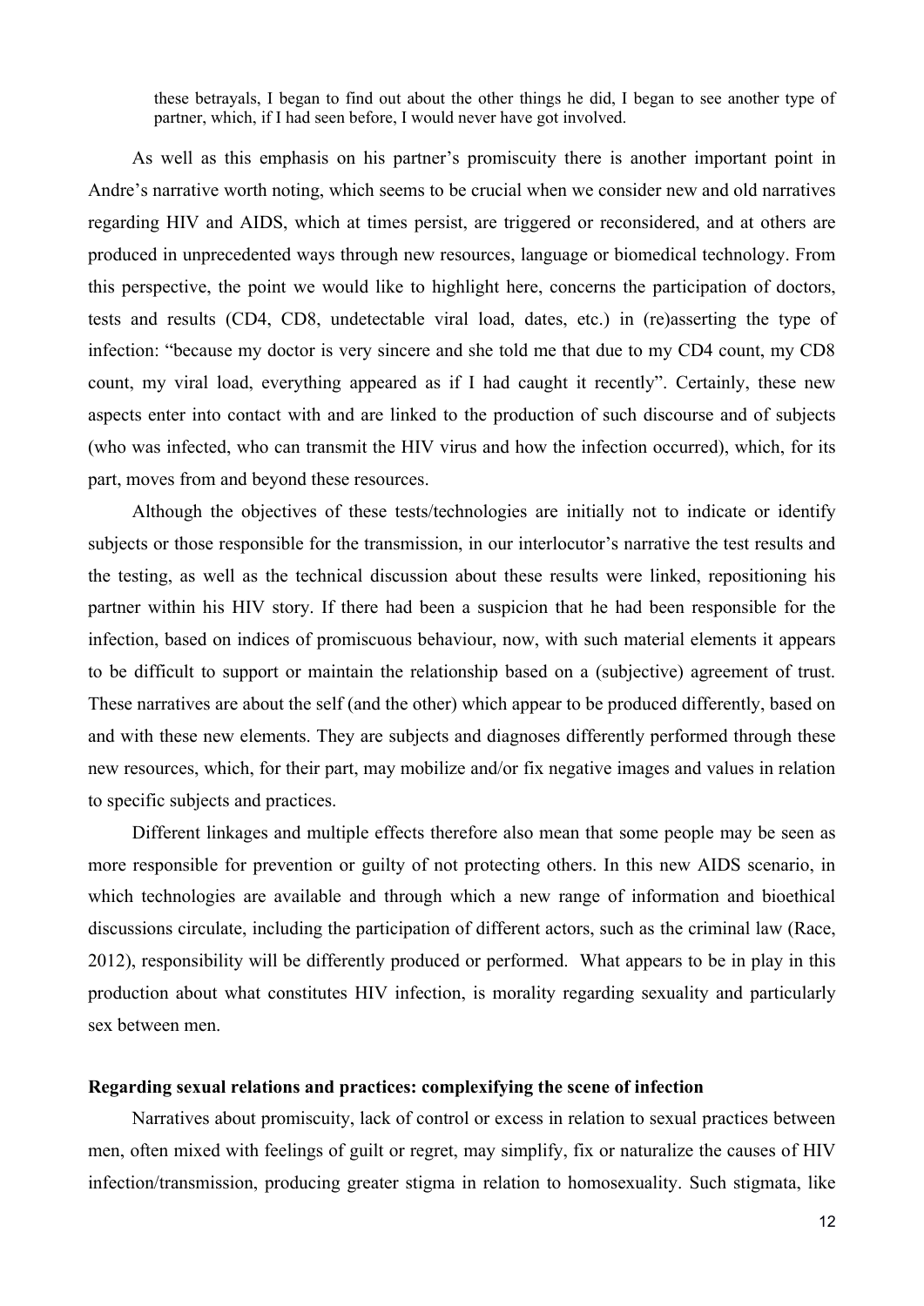> these betrayals, I began to find out about the other things he did, I began to see another type of partner, which, if I had seen before, I would never have got involved.

As well as this emphasis on his partner's promiscuity there is another important point in Andre's narrative worth noting, which seems to be crucial when we consider new and old narratives regarding HIV and AIDS, which at times persist, are triggered or reconsidered, and at others are produced in unprecedented ways through new resources, language or biomedical technology. From this perspective, the point we would like to highlight here, concerns the participation of doctors, tests and results (CD4, CD8, undetectable viral load, dates, etc.) in (re)asserting the type of infection: "because my doctor is very sincere and she told me that due to my CD4 count, my CD8 count, my viral load, everything appeared as if I had caught it recently". Certainly, these new aspects enter into contact with and are linked to the production of such discourse and of subjects (who was infected, who can transmit the HIV virus and how the infection occurred), which, for its part, moves from and beyond these resources.

Although the objectives of these tests/technologies are initially not to indicate or identify subjects or those responsible for the transmission, in our interlocutor's narrative the test results and the testing, as well as the technical discussion about these results were linked, repositioning his partner within his HIV story. If there had been a suspicion that he had been responsible for the infection, based on indices of promiscuous behaviour, now, with such material elements it appears to be difficult to support or maintain the relationship based on a (subjective) agreement of trust. These narratives are about the self (and the other) which appear to be produced differently, based on and with these new elements. They are subjects and diagnoses differently performed through these new resources, which, for their part, may mobilize and/or fix negative images and values in relation to specific subjects and practices.

Different linkages and multiple effects therefore also mean that some people may be seen as more responsible for prevention or guilty of not protecting others. In this new AIDS scenario, in which technologies are available and through which a new range of information and bioethical discussions circulate, including the participation of different actors, such as the criminal law (Race, 2012), responsibility will be differently produced or performed. What appears to be in play in this production about what constitutes HIV infection, is morality regarding sexuality and particularly sex between men.

**Regarding sexual relations and practices: complexifying the scene of infection**

Narratives about promiscuity, lack of control or excess in relation to sexual practices between men, often mixed with feelings of guilt or regret, may simplify, fix or naturalize the causes of HIV infection/transmission, producing greater stigma in relation to homosexuality. Such stigmata, like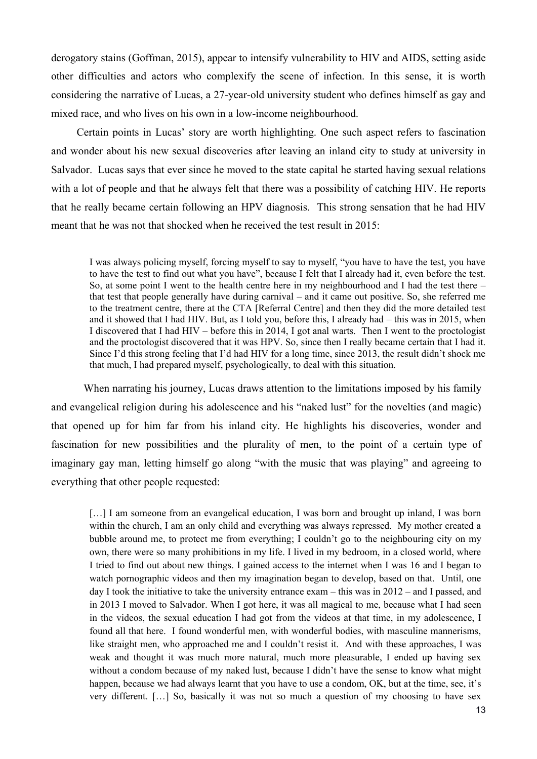derogatory stains (Goffman, 2015), appear to intensify vulnerability to HIV and AIDS, setting aside other difficulties and actors who complexify the scene of infection. In this sense, it is worth considering the narrative of Lucas, a 27-year-old university student who defines himself as gay and mixed race, and who lives on his own in a low-income neighbourhood.

Certain points in Lucas' story are worth highlighting. One such aspect refers to fascination and wonder about his new sexual discoveries after leaving an inland city to study at university in Salvador. Lucas says that ever since he moved to the state capital he started having sexual relations with a lot of people and that he always felt that there was a possibility of catching HIV. He reports that he really became certain following an HPV diagnosis. This strong sensation that he had HIV meant that he was not that shocked when he received the test result in 2015:

> I was always policing myself, forcing myself to say to myself, "you have to have the test, you have to have the test to find out what you have", because I felt that I already had it, even before the test. So, at some point I went to the health centre here in my neighbourhood and I had the test there – that test that people generally have during carnival – and it came out positive. So, she referred me to the treatment centre, there at the CTA [Referral Centre] and then they did the more detailed test and it showed that I had HIV. But, as I told you, before this, I already had – this was in 2015, when I discovered that I had HIV – before this in 2014, I got anal warts. Then I went to the proctologist and the proctologist discovered that it was HPV. So, since then I really became certain that I had it. Since I'd this strong feeling that I'd had HIV for a long time, since 2013, the result didn't shock me that much, I had prepared myself, psychologically, to deal with this situation.

When narrating his journey, Lucas draws attention to the limitations imposed by his family and evangelical religion during his adolescence and his "naked lust" for the novelties (and magic) that opened up for him far from his inland city. He highlights his discoveries, wonder and fascination for new possibilities and the plurality of men, to the point of a certain type of imaginary gay man, letting himself go along "with the music that was playing" and agreeing to everything that other people requested:

> […] I am someone from an evangelical education, I was born and brought up inland, I was born within the church, I am an only child and everything was always repressed. My mother created a bubble around me, to protect me from everything; I couldn't go to the neighbouring city on my own, there were so many prohibitions in my life. I lived in my bedroom, in a closed world, where I tried to find out about new things. I gained access to the internet when I was 16 and I began to watch pornographic videos and then my imagination began to develop, based on that. Until, one day I took the initiative to take the university entrance exam – this was in 2012 – and I passed, and in 2013 I moved to Salvador. When I got here, it was all magical to me, because what I had seen in the videos, the sexual education I had got from the videos at that time, in my adolescence, I found all that here. I found wonderful men, with wonderful bodies, with masculine mannerisms, like straight men, who approached me and I couldn't resist it. And with these approaches, I was weak and thought it was much more natural, much more pleasurable, I ended up having sex without a condom because of my naked lust, because I didn't have the sense to know what might happen, because we had always learnt that you have to use a condom, OK, but at the time, see, it's very different. […] So, basically it was not so much a question of my choosing to have sex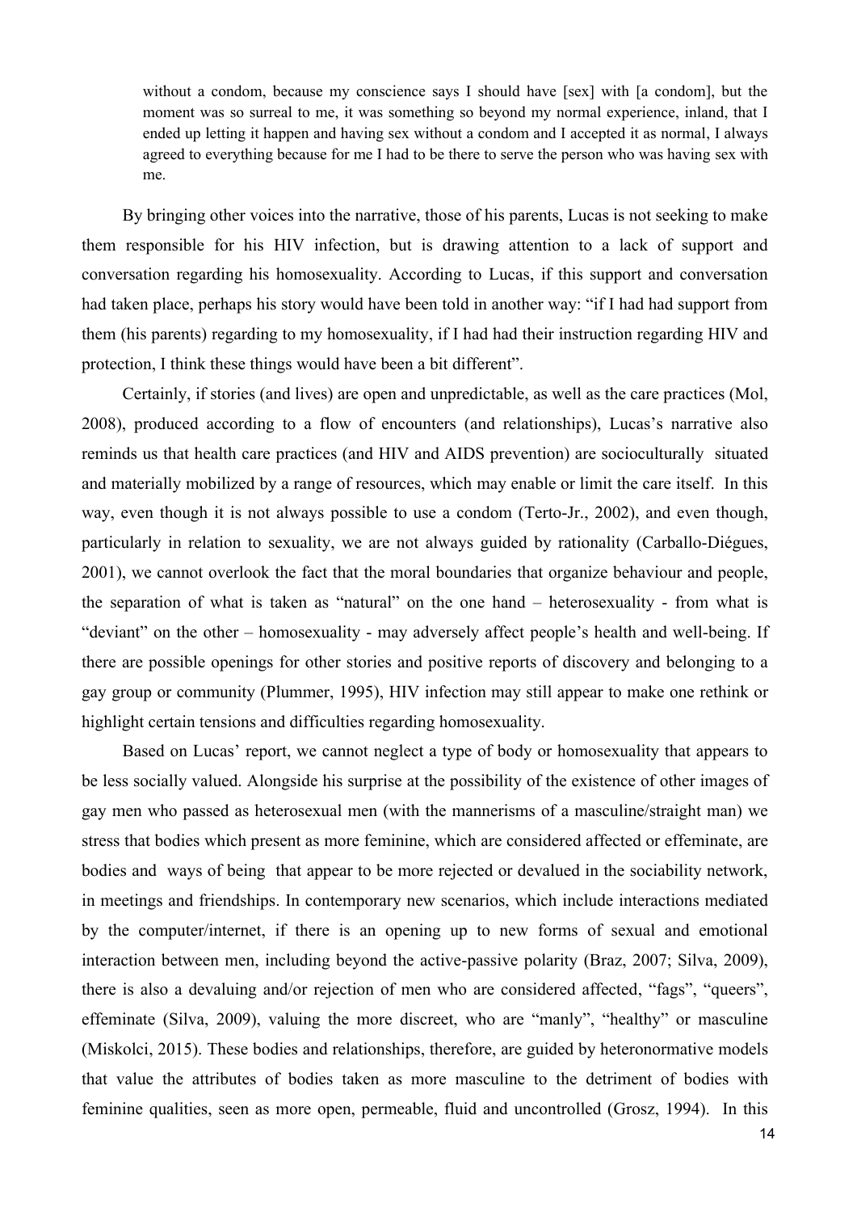> without a condom, because my conscience says I should have [sex] with [a condom], but the moment was so surreal to me, it was something so beyond my normal experience, inland, that I ended up letting it happen and having sex without a condom and I accepted it as normal, I always agreed to everything because for me I had to be there to serve the person who was having sex with me.

By bringing other voices into the narrative, those of his parents, Lucas is not seeking to make them responsible for his HIV infection, but is drawing attention to a lack of support and conversation regarding his homosexuality. According to Lucas, if this support and conversation had taken place, perhaps his story would have been told in another way: "if I had had support from them (his parents) regarding to my homosexuality, if I had had their instruction regarding HIV and protection, I think these things would have been a bit different".

Certainly, if stories (and lives) are open and unpredictable, as well as the care practices (Mol, 2008), produced according to a flow of encounters (and relationships), Lucas's narrative also reminds us that health care practices (and HIV and AIDS prevention) are socioculturally situated and materially mobilized by a range of resources, which may enable or limit the care itself. In this way, even though it is not always possible to use a condom (Terto-Jr., 2002), and even though, particularly in relation to sexuality, we are not always guided by rationality (Carballo-Diégues, 2001), we cannot overlook the fact that the moral boundaries that organize behaviour and people, the separation of what is taken as "natural" on the one hand – heterosexuality - from what is "deviant" on the other – homosexuality - may adversely affect people's health and well-being. If there are possible openings for other stories and positive reports of discovery and belonging to a gay group or community (Plummer, 1995), HIV infection may still appear to make one rethink or highlight certain tensions and difficulties regarding homosexuality.

Based on Lucas' report, we cannot neglect a type of body or homosexuality that appears to be less socially valued. Alongside his surprise at the possibility of the existence of other images of gay men who passed as heterosexual men (with the mannerisms of a masculine/straight man) we stress that bodies which present as more feminine, which are considered affected or effeminate, are bodies and ways of being that appear to be more rejected or devalued in the sociability network, in meetings and friendships. In contemporary new scenarios, which include interactions mediated by the computer/internet, if there is an opening up to new forms of sexual and emotional interaction between men, including beyond the active-passive polarity (Braz, 2007; Silva, 2009), there is also a devaluing and/or rejection of men who are considered affected, "fags", "queers", effeminate (Silva, 2009), valuing the more discreet, who are "manly", "healthy" or masculine (Miskolci, 2015). These bodies and relationships, therefore, are guided by heteronormative models that value the attributes of bodies taken as more masculine to the detriment of bodies with feminine qualities, seen as more open, permeable, fluid and uncontrolled (Grosz, 1994). In this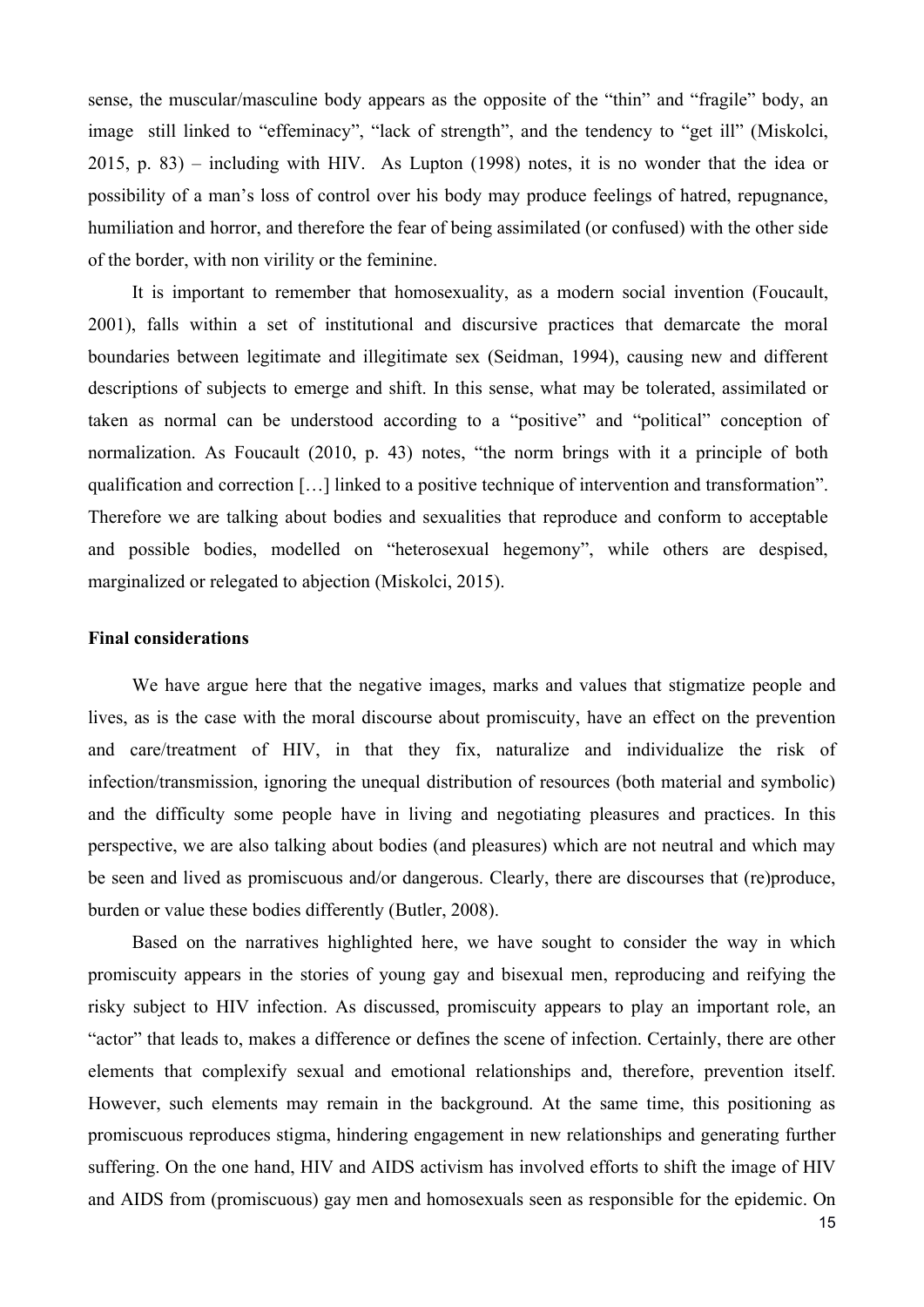sense, the muscular/masculine body appears as the opposite of the "thin" and "fragile" body, an image still linked to "effeminacy", "lack of strength", and the tendency to "get ill" (Miskolci, 2015, p. 83) – including with HIV. As Lupton (1998) notes, it is no wonder that the idea or possibility of a man's loss of control over his body may produce feelings of hatred, repugnance, humiliation and horror, and therefore the fear of being assimilated (or confused) with the other side of the border, with non virility or the feminine.

It is important to remember that homosexuality, as a modern social invention (Foucault, 2001), falls within a set of institutional and discursive practices that demarcate the moral boundaries between legitimate and illegitimate sex (Seidman, 1994), causing new and different descriptions of subjects to emerge and shift. In this sense, what may be tolerated, assimilated or taken as normal can be understood according to a "positive" and "political" conception of normalization. As Foucault (2010, p. 43) notes, "the norm brings with it a principle of both qualification and correction […] linked to a positive technique of intervention and transformation". Therefore we are talking about bodies and sexualities that reproduce and conform to acceptable and possible bodies, modelled on "heterosexual hegemony", while others are despised, marginalized or relegated to abjection (Miskolci, 2015).

**Final considerations**

We have argue here that the negative images, marks and values that stigmatize people and lives, as is the case with the moral discourse about promiscuity, have an effect on the prevention and care/treatment of HIV, in that they fix, naturalize and individualize the risk of infection/transmission, ignoring the unequal distribution of resources (both material and symbolic) and the difficulty some people have in living and negotiating pleasures and practices. In this perspective, we are also talking about bodies (and pleasures) which are not neutral and which may be seen and lived as promiscuous and/or dangerous. Clearly, there are discourses that (re)produce, burden or value these bodies differently (Butler, 2008).

Based on the narratives highlighted here, we have sought to consider the way in which promiscuity appears in the stories of young gay and bisexual men, reproducing and reifying the risky subject to HIV infection. As discussed, promiscuity appears to play an important role, an "actor" that leads to, makes a difference or defines the scene of infection. Certainly, there are other elements that complexify sexual and emotional relationships and, therefore, prevention itself. However, such elements may remain in the background. At the same time, this positioning as promiscuous reproduces stigma, hindering engagement in new relationships and generating further suffering. On the one hand, HIV and AIDS activism has involved efforts to shift the image of HIV and AIDS from (promiscuous) gay men and homosexuals seen as responsible for the epidemic. On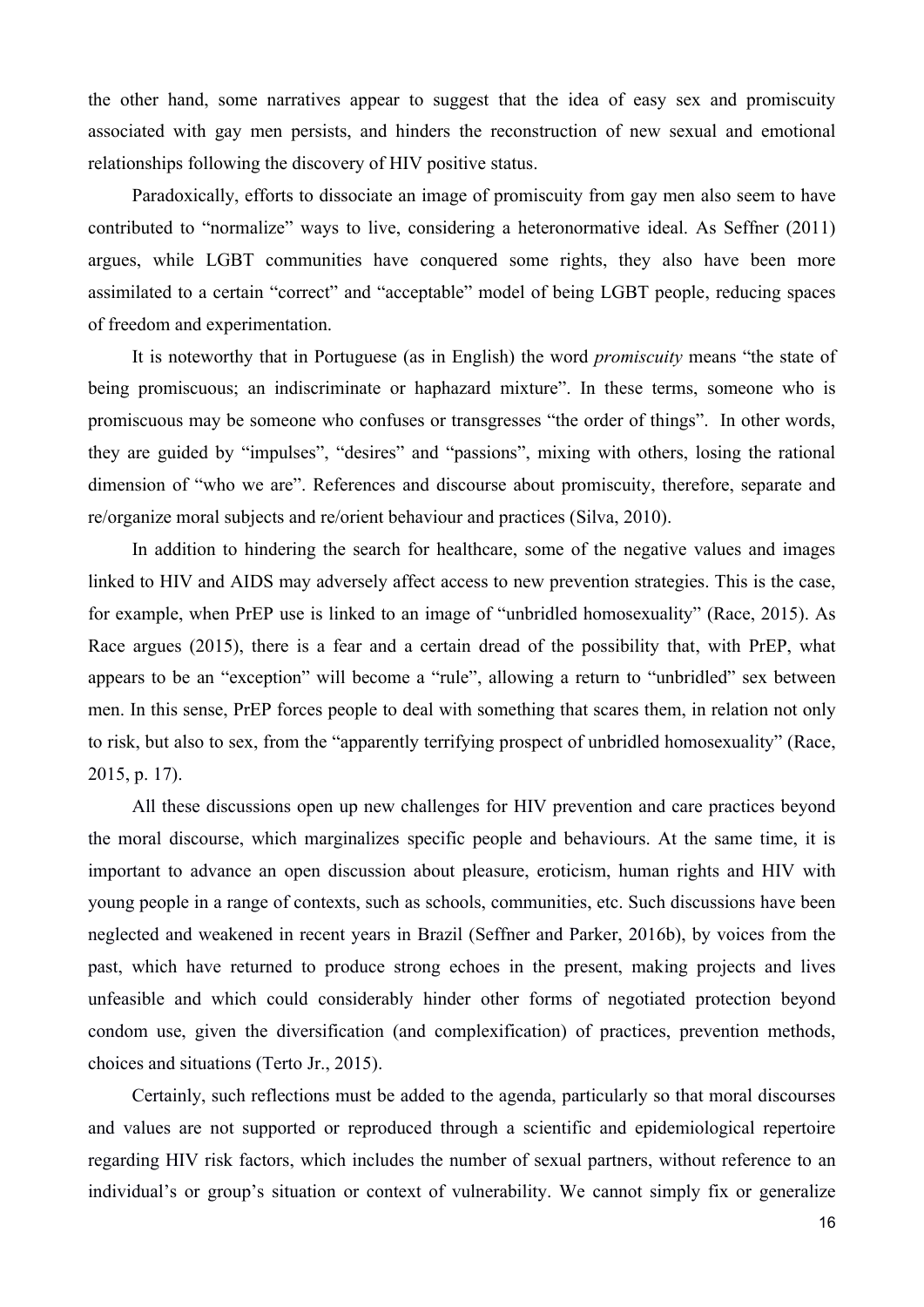the other hand, some narratives appear to suggest that the idea of easy sex and promiscuity associated with gay men persists, and hinders the reconstruction of new sexual and emotional relationships following the discovery of HIV positive status.

Paradoxically, efforts to dissociate an image of promiscuity from gay men also seem to have contributed to "normalize" ways to live, considering a heteronormative ideal. As Seffner (2011) argues, while LGBT communities have conquered some rights, they also have been more assimilated to a certain "correct" and "acceptable" model of being LGBT people, reducing spaces of freedom and experimentation.

It is noteworthy that in Portuguese (as in English) the word *promiscuity* means "the state of being promiscuous; an indiscriminate or haphazard mixture". In these terms, someone who is promiscuous may be someone who confuses or transgresses "the order of things". In other words, they are guided by "impulses", "desires" and "passions", mixing with others, losing the rational dimension of "who we are". References and discourse about promiscuity, therefore, separate and re/organize moral subjects and re/orient behaviour and practices (Silva, 2010).

In addition to hindering the search for healthcare, some of the negative values and images linked to HIV and AIDS may adversely affect access to new prevention strategies. This is the case, for example, when PrEP use is linked to an image of "unbridled homosexuality" (Race, 2015). As Race argues (2015), there is a fear and a certain dread of the possibility that, with PrEP, what appears to be an "exception" will become a "rule", allowing a return to "unbridled" sex between men. In this sense, PrEP forces people to deal with something that scares them, in relation not only to risk, but also to sex, from the "apparently terrifying prospect of unbridled homosexuality" (Race, 2015, p. 17).

All these discussions open up new challenges for HIV prevention and care practices beyond the moral discourse, which marginalizes specific people and behaviours. At the same time, it is important to advance an open discussion about pleasure, eroticism, human rights and HIV with young people in a range of contexts, such as schools, communities, etc. Such discussions have been neglected and weakened in recent years in Brazil (Seffner and Parker, 2016b), by voices from the past, which have returned to produce strong echoes in the present, making projects and lives unfeasible and which could considerably hinder other forms of negotiated protection beyond condom use, given the diversification (and complexification) of practices, prevention methods, choices and situations (Terto Jr., 2015).

Certainly, such reflections must be added to the agenda, particularly so that moral discourses and values are not supported or reproduced through a scientific and epidemiological repertoire regarding HIV risk factors, which includes the number of sexual partners, without reference to an individual's or group's situation or context of vulnerability. We cannot simply fix or generalize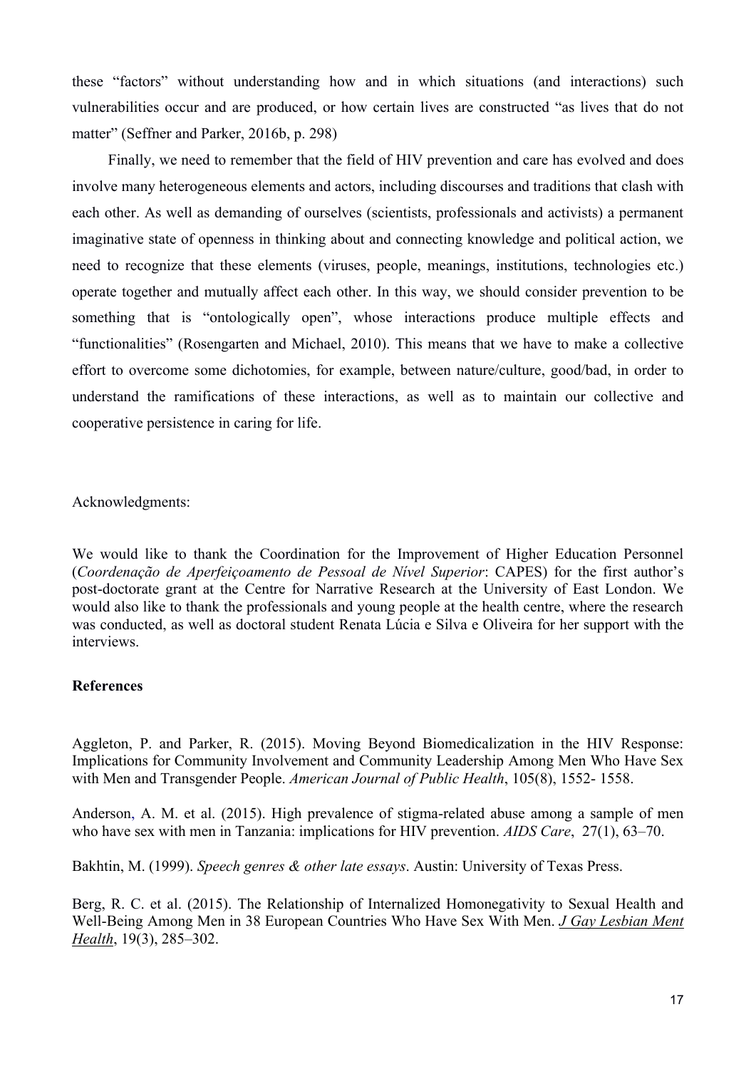these "factors" without understanding how and in which situations (and interactions) such vulnerabilities occur and are produced, or how certain lives are constructed "as lives that do not matter" (Seffner and Parker, 2016b, p. 298)

Finally, we need to remember that the field of HIV prevention and care has evolved and does involve many heterogeneous elements and actors, including discourses and traditions that clash with each other. As well as demanding of ourselves (scientists, professionals and activists) a permanent imaginative state of openness in thinking about and connecting knowledge and political action, we need to recognize that these elements (viruses, people, meanings, institutions, technologies etc.) operate together and mutually affect each other. In this way, we should consider prevention to be something that is "ontologically open", whose interactions produce multiple effects and "functionalities" (Rosengarten and Michael, 2010). This means that we have to make a collective effort to overcome some dichotomies, for example, between nature/culture, good/bad, in order to understand the ramifications of these interactions, as well as to maintain our collective and cooperative persistence in caring for life.

Acknowledgments:

We would like to thank the Coordination for the Improvement of Higher Education Personnel (*Coordenação de Aperfeiçoamento de Pessoal de Nível Superior*: CAPES) for the first author's post-doctorate grant at the Centre for Narrative Research at the University of East London. We would also like to thank the professionals and young people at the health centre, where the research was conducted, as well as doctoral student Renata Lúcia e Silva e Oliveira for her support with the interviews.

**References**

Aggleton, P. and Parker, R. (2015). Moving Beyond Biomedicalization in the HIV Response: Implications for Community Involvement and Community Leadership Among Men Who Have Sex with Men and Transgender People. *American Journal of Public Health*, 105(8), 1552- 1558.

Anderson, A. M. et al. (2015). High prevalence of stigma-related abuse among a sample of men who have sex with men in Tanzania: implications for HIV prevention. *AIDS Care*, 27(1), 63–70.

Bakhtin, M. (1999). *Speech genres & other late essays*. Austin: University of Texas Press.

Berg, R. C. et al. (2015). The Relationship of Internalized Homonegativity to Sexual Health and Well-Being Among Men in 38 European Countries Who Have Sex With Men. *J Gay Lesbian Ment Health*, 19(3), 285–302.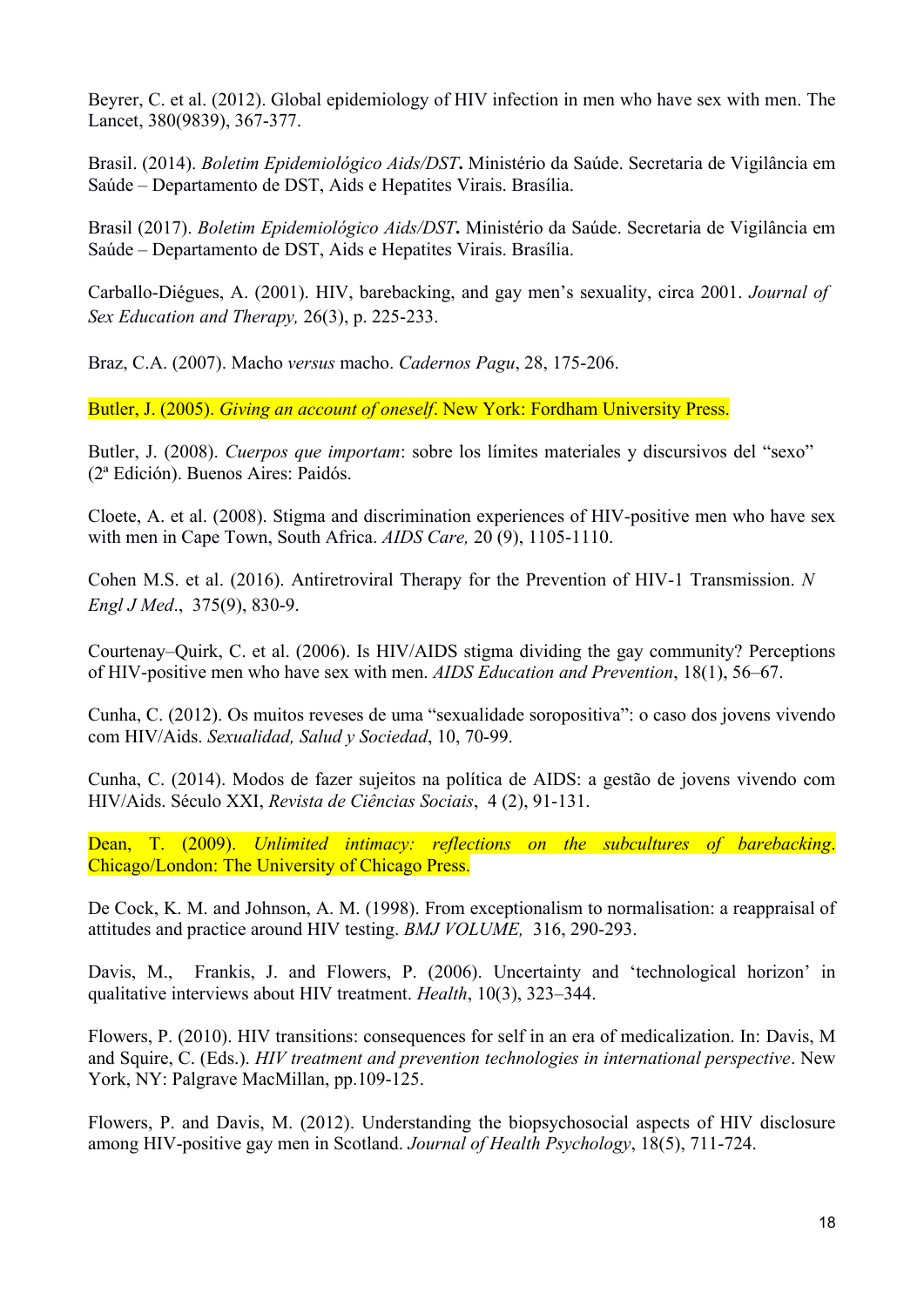Beyrer, C. et al. (2012). Global epidemiology of HIV infection in men who have sex with men. The Lancet, 380(9839), 367-377.

Brasil. (2014). *Boletim Epidemiológico Aids/DST***.** Ministério da Saúde. Secretaria de Vigilância em Saúde – Departamento de DST, Aids e Hepatites Virais. Brasília.

Brasil (2017). *Boletim Epidemiológico Aids/DST***.** Ministério da Saúde. Secretaria de Vigilância em Saúde – Departamento de DST, Aids e Hepatites Virais. Brasília.

Carballo-Diégues, A. (2001). HIV, barebacking, and gay men's sexuality, circa 2001. *Journal of Sex Education and Therapy,* 26(3), p. 225-233.

Braz, C.A. (2007). Macho *versus* macho. *Cadernos Pagu*, 28, 175-206.

Butler, J. (2005). *Giving an account of oneself*. New York: Fordham University Press.

Butler, J. (2008). *Cuerpos que importam*: sobre los límites materiales y discursivos del "sexo" (2ª Edición). Buenos Aires: Paidós.

Cloete, A. et al. (2008). Stigma and discrimination experiences of HIV-positive men who have sex with men in Cape Town, South Africa. *AIDS Care,* 20 (9), 1105-1110.

Cohen M.S. et al. (2016). Antiretroviral Therapy for the Prevention of HIV-1 Transmission. *N Engl J Med*., 375(9), 830-9.

Courtenay–Quirk, C. et al. (2006). Is HIV/AIDS stigma dividing the gay community? Perceptions of HIV-positive men who have sex with men. *AIDS Education and Prevention*, 18(1), 56–67.

Cunha, C. (2012). Os muitos reveses de uma "sexualidade soropositiva": o caso dos jovens vivendo com HIV/Aids. *Sexualidad, Salud y Sociedad*, 10, 70-99.

Cunha, C. (2014). Modos de fazer sujeitos na política de AIDS: a gestão de jovens vivendo com HIV/Aids. Século XXI, *Revista de Ciências Sociais*, 4 (2), 91-131.

Dean, T. (2009). *Unlimited intimacy: reflections on the subcultures of barebacking*. Chicago/London: The University of Chicago Press.

De Cock, K. M. and Johnson, A. M. (1998). From exceptionalism to normalisation: a reappraisal of attitudes and practice around HIV testing. *BMJ VOLUME,* 316, 290-293.

Davis, M., Frankis, J. and Flowers, P. (2006). Uncertainty and 'technological horizon' in qualitative interviews about HIV treatment. *Health*, 10(3), 323–344.

Flowers, P. (2010). HIV transitions: consequences for self in an era of medicalization. In: Davis, M and Squire, C. (Eds.). *HIV treatment and prevention technologies in international perspective*. New York, NY: Palgrave MacMillan, pp.109-125.

Flowers, P. and Davis, M. (2012). Understanding the biopsychosocial aspects of HIV disclosure among HIV-positive gay men in Scotland. *Journal of Health Psychology*, 18(5), 711-724.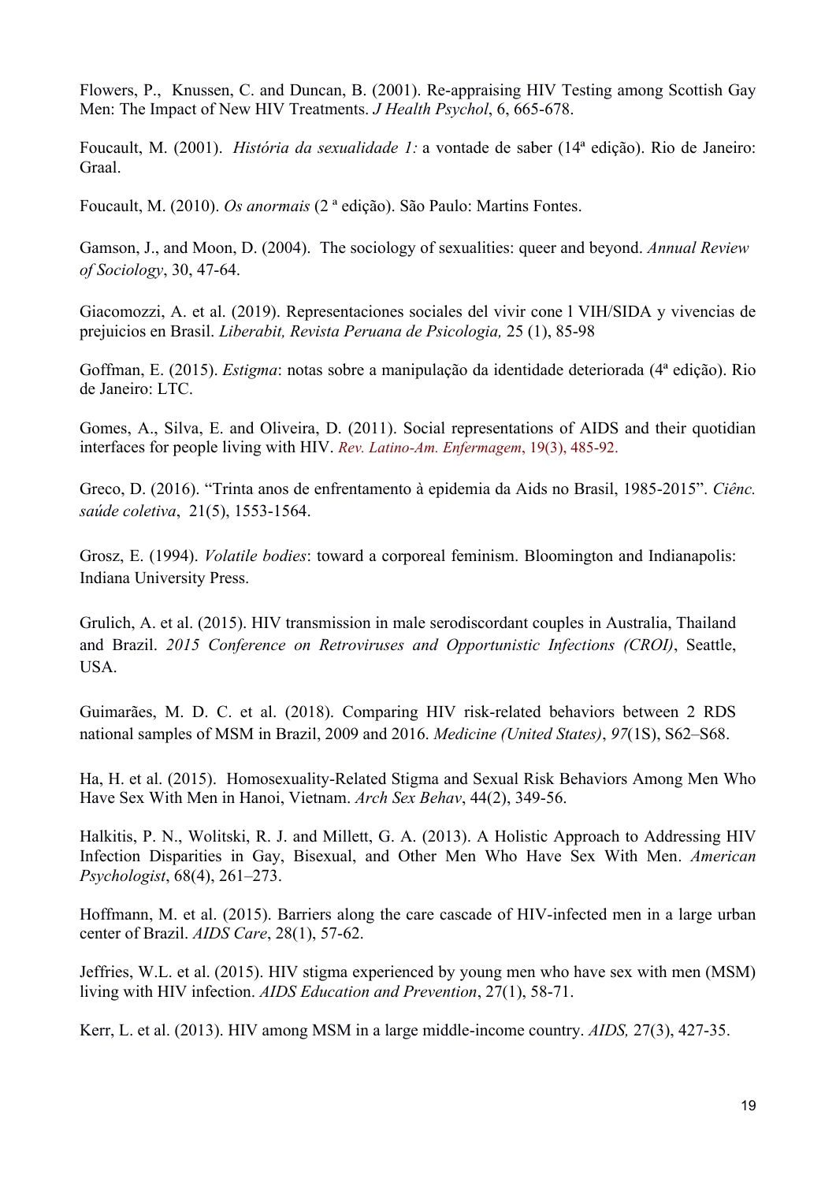Flowers, P., Knussen, C. and Duncan, B. (2001). Re-appraising HIV Testing among Scottish Gay Men: The Impact of New HIV Treatments. *J Health Psychol*, 6, 665-678.

Foucault, M. (2001). *História da sexualidade 1:* a vontade de saber (14ª edição). Rio de Janeiro: Graal.

Foucault, M. (2010). *Os anormais* (2 ª edição). São Paulo: Martins Fontes.

Gamson, J., and Moon, D. (2004). The sociology of sexualities: queer and beyond. *Annual Review of Sociology*, 30, 47-64.

Giacomozzi, A. et al. (2019). Representaciones sociales del vivir cone l VIH/SIDA y vivencias de prejuicios en Brasil. *Liberabit, Revista Peruana de Psicologia,* 25 (1), 85-98

Goffman, E. (2015). *Estigma*: notas sobre a manipulação da identidade deteriorada (4ª edição). Rio de Janeiro: LTC.

Gomes, A., Silva, E. and Oliveira, D. (2011). Social representations of AIDS and their quotidian interfaces for people living with HIV. *Rev. Latino-Am. Enfermagem*, 19(3), 485-92.

Greco, D. (2016). "Trinta anos de enfrentamento à epidemia da Aids no Brasil, 1985-2015". *Ciênc. saúde coletiva*, 21(5), 1553-1564.

Grosz, E. (1994). *Volatile bodies*: toward a corporeal feminism. Bloomington and Indianapolis: Indiana University Press.

Grulich, A. et al. (2015). HIV transmission in male serodiscordant couples in Australia, Thailand and Brazil. *2015 Conference on Retroviruses and Opportunistic Infections (CROI)*, Seattle, USA.

Guimarães, M. D. C. et al. (2018). Comparing HIV risk-related behaviors between 2 RDS national samples of MSM in Brazil, 2009 and 2016. *Medicine (United States)*, *97*(1S), S62–S68.

Ha, H. et al. (2015). Homosexuality-Related Stigma and Sexual Risk Behaviors Among Men Who Have Sex With Men in Hanoi, Vietnam. *Arch Sex Behav*, 44(2), 349-56.

Halkitis, P. N., Wolitski, R. J. and Millett, G. A. (2013). A Holistic Approach to Addressing HIV Infection Disparities in Gay, Bisexual, and Other Men Who Have Sex With Men. *American Psychologist*, 68(4), 261–273.

Hoffmann, M. et al. (2015). Barriers along the care cascade of HIV-infected men in a large urban center of Brazil. *AIDS Care*, 28(1), 57-62.

Jeffries, W.L. et al. (2015). HIV stigma experienced by young men who have sex with men (MSM) living with HIV infection. *AIDS Education and Prevention*, 27(1), 58-71.

Kerr, L. et al. (2013). HIV among MSM in a large middle-income country. *AIDS,* 27(3), 427-35.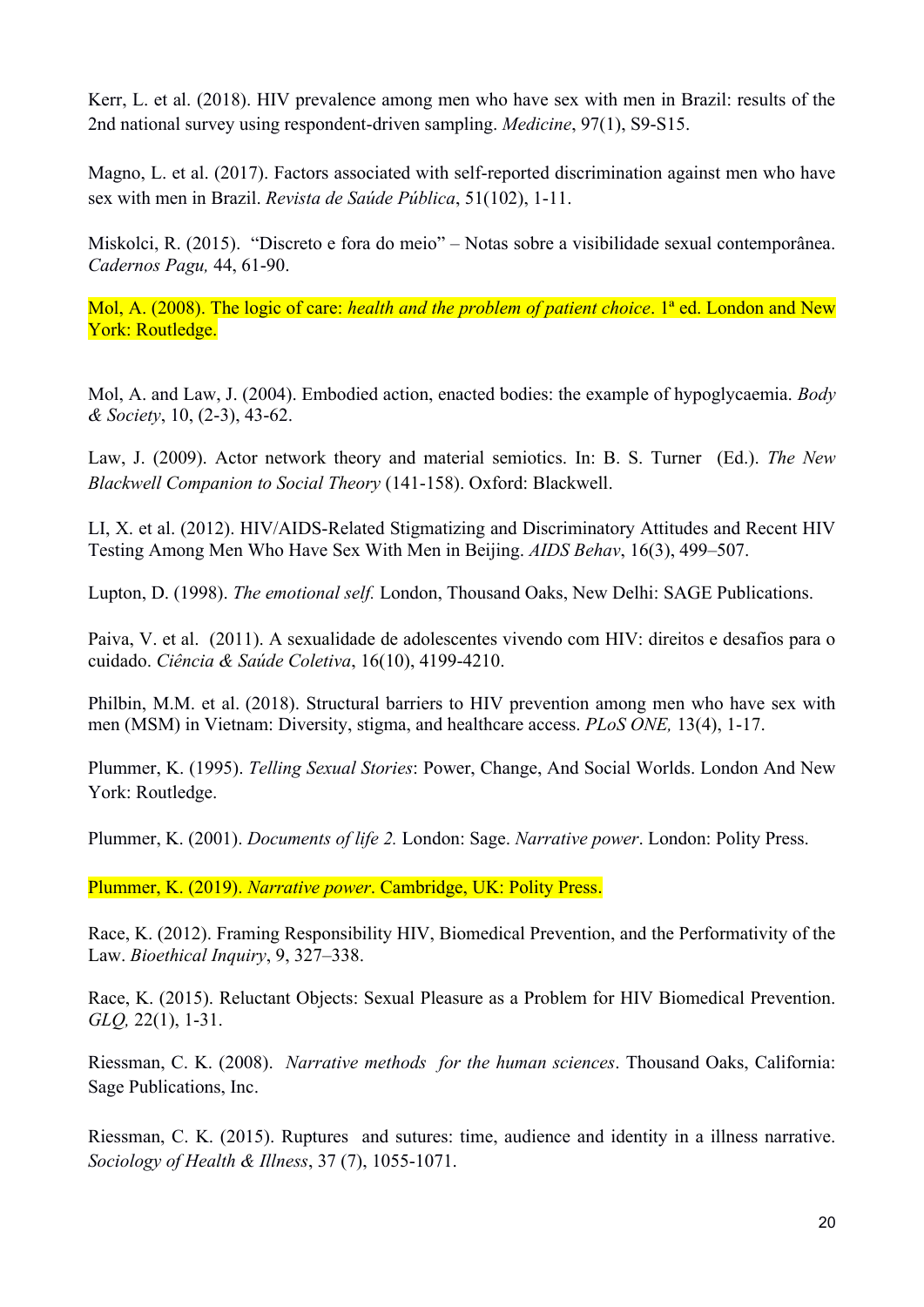Kerr, L. et al. (2018). HIV prevalence among men who have sex with men in Brazil: results of the 2nd national survey using respondent-driven sampling. *Medicine*, 97(1), S9-S15.

Magno, L. et al. (2017). Factors associated with self-reported discrimination against men who have sex with men in Brazil. *Revista de Saúde Pública*, 51(102), 1-11.

Miskolci, R. (2015). "Discreto e fora do meio" – Notas sobre a visibilidade sexual contemporânea. *Cadernos Pagu,* 44, 61-90.

Mol, A. (2008). The logic of care: *health and the problem of patient choice*. 1ª ed. London and New York: Routledge.

Mol, A. and Law, J. (2004). Embodied action, enacted bodies: the example of hypoglycaemia. *Body & Society*, 10, (2-3), 43-62.

Law, J. (2009). Actor network theory and material semiotics. In: B. S. Turner (Ed.). *The New Blackwell Companion to Social Theory* (141-158). Oxford: Blackwell.

LI, X. et al. (2012). HIV/AIDS-Related Stigmatizing and Discriminatory Attitudes and Recent HIV Testing Among Men Who Have Sex With Men in Beijing. *AIDS Behav*, 16(3), 499–507.

Lupton, D. (1998). *The emotional self.* London, Thousand Oaks, New Delhi: SAGE Publications.

Paiva, V. et al. (2011). A sexualidade de adolescentes vivendo com HIV: direitos e desafios para o cuidado. *Ciência & Saúde Coletiva*, 16(10), 4199-4210.

Philbin, M.M. et al. (2018). Structural barriers to HIV prevention among men who have sex with men (MSM) in Vietnam: Diversity, stigma, and healthcare access. *PLoS ONE,* 13(4), 1-17.

Plummer, K. (1995). *Telling Sexual Stories*: Power, Change, And Social Worlds. London And New York: Routledge.

Plummer, K. (2001). *Documents of life 2.* London: Sage. *Narrative power*. London: Polity Press.

Plummer, K. (2019). *Narrative power*. Cambridge, UK: Polity Press.

Race, K. (2012). Framing Responsibility HIV, Biomedical Prevention, and the Performativity of the Law. *Bioethical Inquiry*, 9, 327–338.

Race, K. (2015). Reluctant Objects: Sexual Pleasure as a Problem for HIV Biomedical Prevention. *GLQ,* 22(1), 1-31.

Riessman, C. K. (2008). *Narrative methods for the human sciences*. Thousand Oaks, California: Sage Publications, Inc.

Riessman, C. K. (2015). Ruptures and sutures: time, audience and identity in a illness narrative. *Sociology of Health & Illness*, 37 (7), 1055-1071.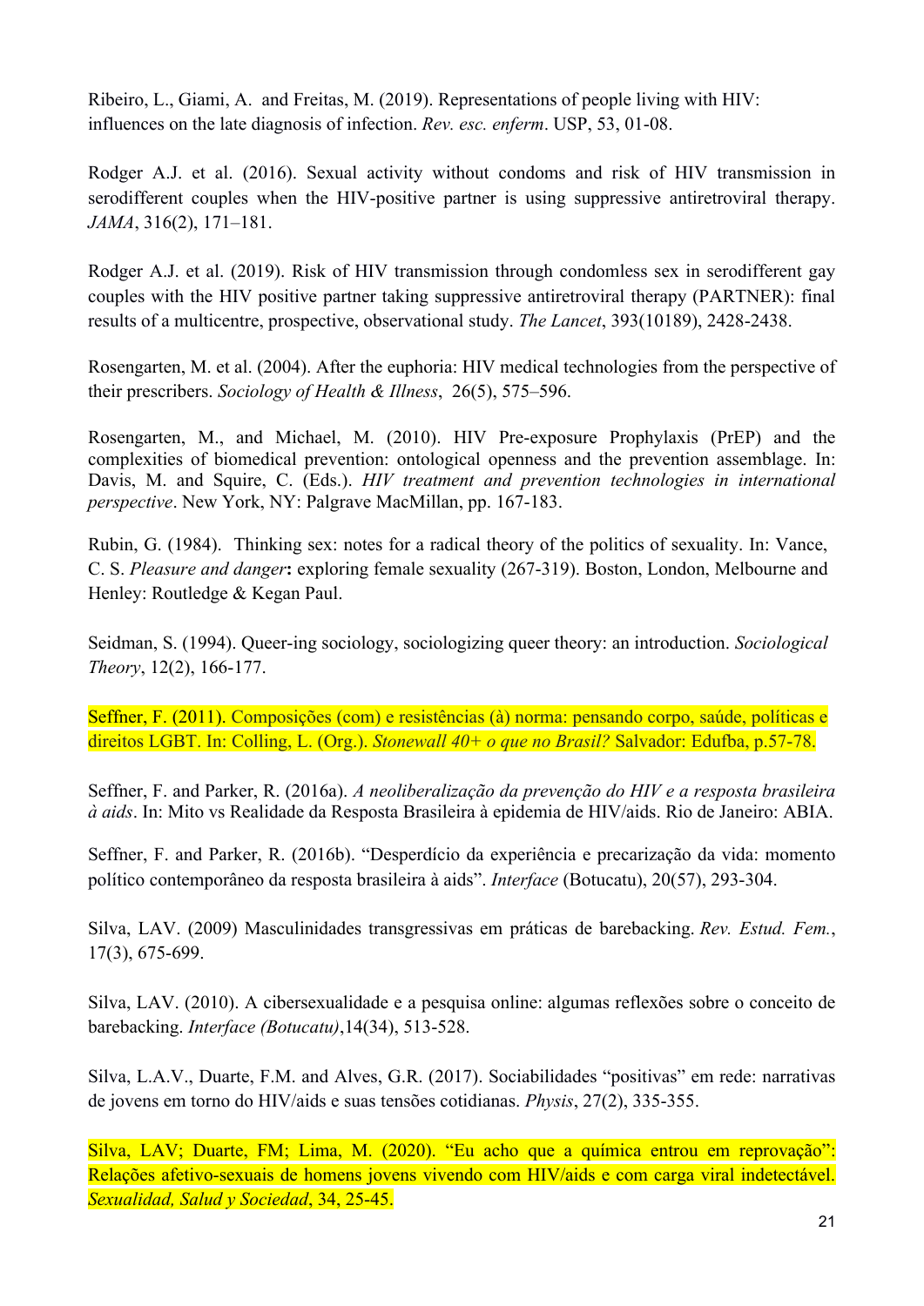Ribeiro, L., Giami, A. and Freitas, M. (2019). Representations of people living with HIV: influences on the late diagnosis of infection. *Rev. esc. enferm*. USP, 53, 01-08.

Rodger A.J. et al. (2016). Sexual activity without condoms and risk of HIV transmission in serodifferent couples when the HIV-positive partner is using suppressive antiretroviral therapy. *JAMA*, 316(2), 171–181.

Rodger A.J. et al. (2019). Risk of HIV transmission through condomless sex in serodifferent gay couples with the HIV positive partner taking suppressive antiretroviral therapy (PARTNER): final results of a multicentre, prospective, observational study. *The Lancet*, 393(10189), 2428-2438.

Rosengarten, M. et al. (2004). After the euphoria: HIV medical technologies from the perspective of their prescribers. *Sociology of Health & Illness*, 26(5), 575–596.

Rosengarten, M., and Michael, M. (2010). HIV Pre-exposure Prophylaxis (PrEP) and the complexities of biomedical prevention: ontological openness and the prevention assemblage. In: Davis, M. and Squire, C. (Eds.). *HIV treatment and prevention technologies in international perspective*. New York, NY: Palgrave MacMillan, pp. 167-183.

Rubin, G. (1984). Thinking sex: notes for a radical theory of the politics of sexuality. In: Vance, C. S. *Pleasure and danger***:** exploring female sexuality (267-319). Boston, London, Melbourne and Henley: Routledge & Kegan Paul.

Seidman, S. (1994). Queer-ing sociology, sociologizing queer theory: an introduction. *Sociological Theory*, 12(2), 166-177.

Seffner, F. (2011). Composições (com) e resistências (à) norma: pensando corpo, saúde, políticas e direitos LGBT. In: Colling, L. (Org.). *Stonewall 40+ o que no Brasil?* Salvador: Edufba, p.57-78.

Seffner, F. and Parker, R. (2016a). *A neoliberalização da prevenção do HIV e a resposta brasileira à aids*. In: Mito vs Realidade da Resposta Brasileira à epidemia de HIV/aids. Rio de Janeiro: ABIA.

Seffner, F. and Parker, R. (2016b). "Desperdício da experiência e precarização da vida: momento político contemporâneo da resposta brasileira à aids". *Interface* (Botucatu), 20(57), 293-304.

Silva, LAV. (2009) Masculinidades transgressivas em práticas de barebacking. *Rev. Estud. Fem.*, 17(3), 675-699.

Silva, LAV. (2010). A cibersexualidade e a pesquisa online: algumas reflexões sobre o conceito de barebacking. *Interface (Botucatu)*,14(34), 513-528.

Silva, L.A.V., Duarte, F.M. and Alves, G.R. (2017). Sociabilidades "positivas" em rede: narrativas de jovens em torno do HIV/aids e suas tensões cotidianas. *Physis*, 27(2), 335-355.

Silva, LAV; Duarte, FM; Lima, M. (2020). "Eu acho que a química entrou em reprovação": Relações afetivo-sexuais de homens jovens vivendo com HIV/aids e com carga viral indetectável. *Sexualidad, Salud y Sociedad*, 34, 25-45.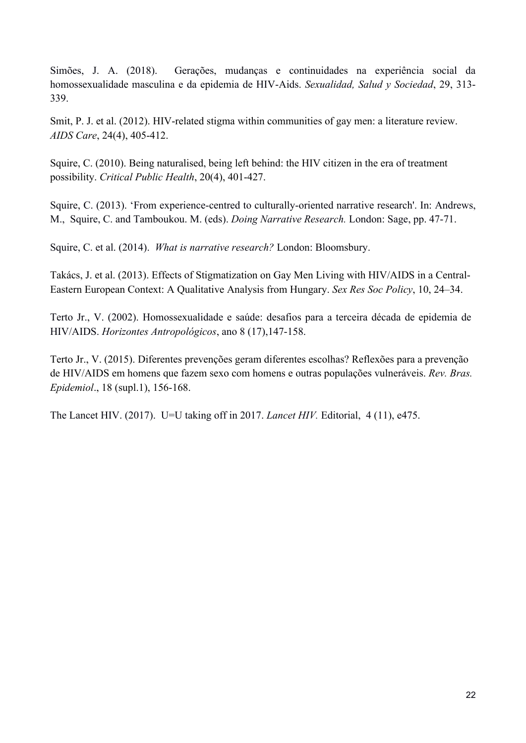Simões, J. A. (2018). Gerações, mudanças e continuidades na experiência social da homossexualidade masculina e da epidemia de HIV-Aids. *Sexualidad, Salud y Sociedad*, 29, 313-339.

Smit, P. J. et al. (2012). HIV-related stigma within communities of gay men: a literature review. *AIDS Care*, 24(4), 405-412.

Squire, C. (2010). Being naturalised, being left behind: the HIV citizen in the era of treatment possibility. *Critical Public Health*, 20(4), 401-427.

Squire, C. (2013). 'From experience-centred to culturally-oriented narrative research'. In: Andrews, M., Squire, C. and Tamboukou. M. (eds). *Doing Narrative Research.* London: Sage, pp. 47-71.

Squire, C. et al. (2014). *What is narrative research?* London: Bloomsbury.

Takács, J. et al. (2013). Effects of Stigmatization on Gay Men Living with HIV/AIDS in a Central-Eastern European Context: A Qualitative Analysis from Hungary. *Sex Res Soc Policy*, 10, 24–34.

Terto Jr., V. (2002). Homossexualidade e saúde: desafios para a terceira década de epidemia de HIV/AIDS. *Horizontes Antropológicos*, ano 8 (17),147-158.

Terto Jr., V. (2015). Diferentes prevenções geram diferentes escolhas? Reflexões para a prevenção de HIV/AIDS em homens que fazem sexo com homens e outras populações vulneráveis. *Rev. Bras. Epidemiol*., 18 (supl.1), 156-168.

The Lancet HIV. (2017). U=U taking off in 2017. *Lancet HIV.* Editorial, 4 (11), e475.